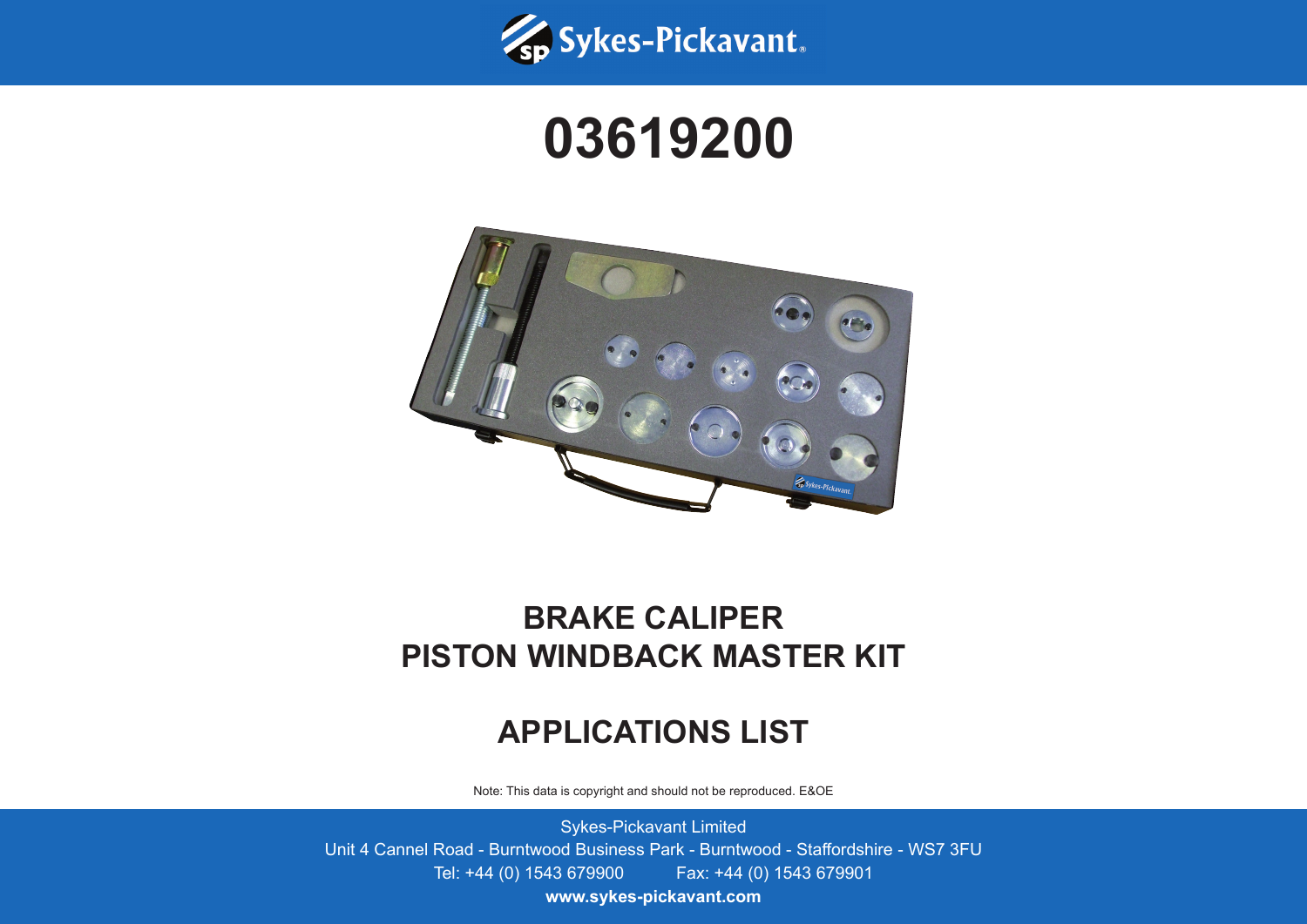Sykes-Pickavant

# 03619200

# BRAKE CALIPER PISTON WINDBACK MASTER KIT

## APPLICATIONS LIST

Note: This data is copyright and should not be reproduced. E&OE

Sykes-Pickavant Limited
Unit 4 Cannel Road - Burntwood Business Park - Burntwood - Staffordshire - WS7 3FU
Tel: +44 (0) 1543 679900 Fax: +44 (0) 1543 679901
**www.sykes-pickavant.com**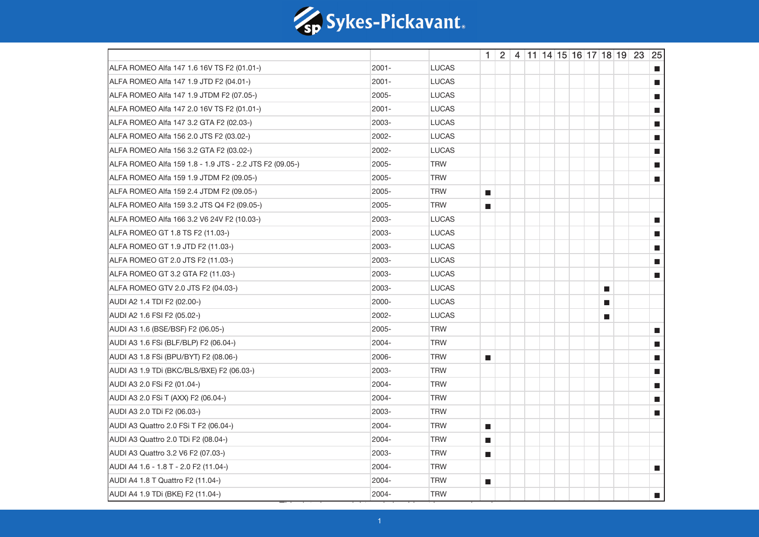| | | | 1 | 2 | 4 | 11 | 14 | 15 | 16 | 17 | 18 | 19 | 23 | 25 |
|---|---|---|---|---|---|---|---|---|---|---|---|---|---|---|
| ALFA ROMEO Alfa 147 1.6 16V TS F2 (01.01-) | 2001- | LUCAS | | | | | | | | | | | | ■ |
| ALFA ROMEO Alfa 147 1.9 JTD F2 (04.01-) | 2001- | LUCAS | | | | | | | | | | | | ■ |
| ALFA ROMEO Alfa 147 1.9 JTDM F2 (07.05-) | 2005- | LUCAS | | | | | | | | | | | | ■ |
| ALFA ROMEO Alfa 147 2.0 16V TS F2 (01.01-) | 2001- | LUCAS | | | | | | | | | | | | ■ |
| ALFA ROMEO Alfa 147 3.2 GTA F2 (02.03-) | 2003- | LUCAS | | | | | | | | | | | | ■ |
| ALFA ROMEO Alfa 156 2.0 JTS F2 (03.02-) | 2002- | LUCAS | | | | | | | | | | | | ■ |
| ALFA ROMEO Alfa 156 3.2 GTA F2 (03.02-) | 2002- | LUCAS | | | | | | | | | | | | ■ |
| ALFA ROMEO Alfa 159 1.8 - 1.9 JTS - 2.2 JTS F2 (09.05-) | 2005- | TRW | | | | | | | | | | | | ■ |
| ALFA ROMEO Alfa 159 1.9 JTDM F2 (09.05-) | 2005- | TRW | | | | | | | | | | | | ■ |
| ALFA ROMEO Alfa 159 2.4 JTDM F2 (09.05-) | 2005- | TRW | ■ | | | | | | | | | | | |
| ALFA ROMEO Alfa 159 3.2 JTS Q4 F2 (09.05-) | 2005- | TRW | ■ | | | | | | | | | | | |
| ALFA ROMEO Alfa 166 3.2 V6 24V F2 (10.03-) | 2003- | LUCAS | | | | | | | | | | | | ■ |
| ALFA ROMEO GT 1.8 TS F2 (11.03-) | 2003- | LUCAS | | | | | | | | | | | | ■ |
| ALFA ROMEO GT 1.9 JTD F2 (11.03-) | 2003- | LUCAS | | | | | | | | | | | | ■ |
| ALFA ROMEO GT 2.0 JTS F2 (11.03-) | 2003- | LUCAS | | | | | | | | | | | | ■ |
| ALFA ROMEO GT 3.2 GTA F2 (11.03-) | 2003- | LUCAS | | | | | | | | | | | | ■ |
| ALFA ROMEO GTV 2.0 JTS F2 (04.03-) | 2003- | LUCAS | | | | | | | | | ■ | | | |
| AUDI A2 1.4 TDI F2 (02.00-) | 2000- | LUCAS | | | | | | | | | ■ | | | |
| AUDI A2 1.6 FSI F2 (05.02-) | 2002- | LUCAS | | | | | | | | | ■ | | | |
| AUDI A3 1.6 (BSE/BSF) F2 (06.05-) | 2005- | TRW | | | | | | | | | | | | ■ |
| AUDI A3 1.6 FSi (BLF/BLP) F2 (06.04-) | 2004- | TRW | | | | | | | | | | | | ■ |
| AUDI A3 1.8 FSi (BPU/BYT) F2 (08.06-) | 2006- | TRW | ■ | | | | | | | | | | | ■ |
| AUDI A3 1.9 TDi (BKC/BLS/BXE) F2 (06.03-) | 2003- | TRW | | | | | | | | | | | | ■ |
| AUDI A3 2.0 FSi F2 (01.04-) | 2004- | TRW | | | | | | | | | | | | ■ |
| AUDI A3 2.0 FSi T (AXX) F2 (06.04-) | 2004- | TRW | | | | | | | | | | | | ■ |
| AUDI A3 2.0 TDi F2 (06.03-) | 2003- | TRW | | | | | | | | | | | | ■ |
| AUDI A3 Quattro 2.0 FSi T F2 (06.04-) | 2004- | TRW | ■ | | | | | | | | | | | |
| AUDI A3 Quattro 2.0 TDi F2 (08.04-) | 2004- | TRW | ■ | | | | | | | | | | | |
| AUDI A3 Quattro 3.2 V6 F2 (07.03-) | 2003- | TRW | ■ | | | | | | | | | | | |
| AUDI A4 1.6 - 1.8 T - 2.0 F2 (11.04-) | 2004- | TRW | | | | | | | | | | | | ■ |
| AUDI A4 1.8 T Quattro F2 (11.04-) | 2004- | TRW | ■ | | | | | | | | | | | |
| AUDI A4 1.9 TDi (BKE) F2 (11.04-) | 2004- | TRW | | | | | | | | | | | | ■ |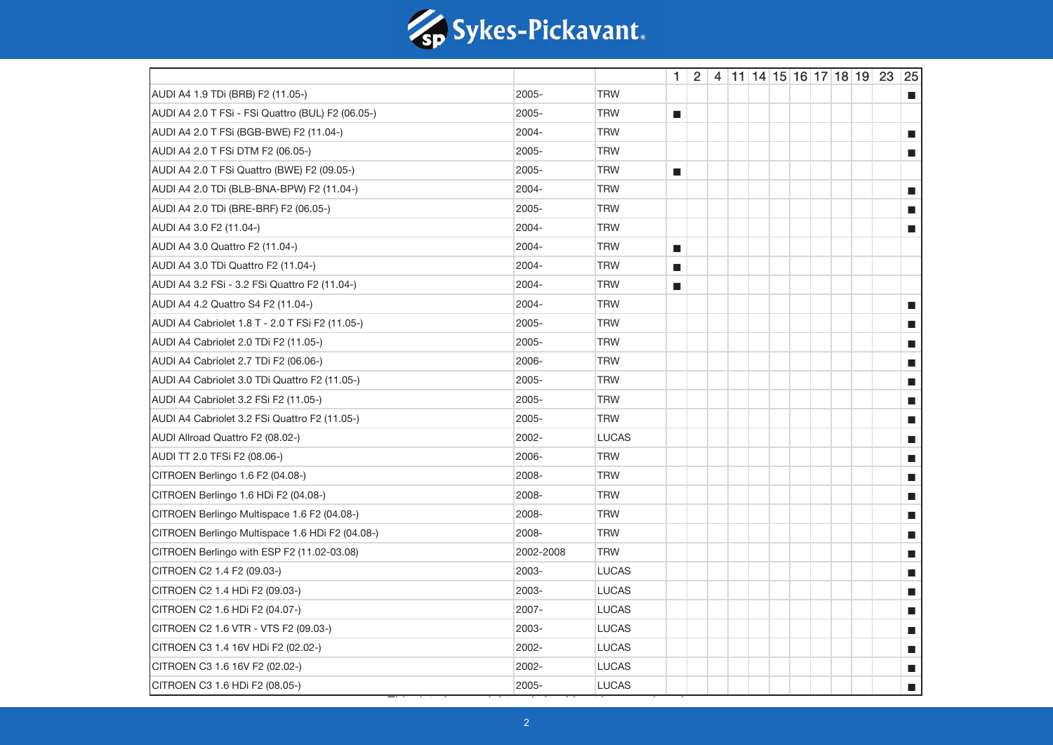| | | | 1 | 2 | 4 | 11 | 14 | 15 | 16 | 17 | 18 | 19 | 23 | 25 |
|---|---|---|---|---|---|---|---|---|---|---|---|---|---|---|
| AUDI A4 1.9 TDi (BRB) F2 (11.05-) | 2005- | TRW | | | | | | | | | | | | ■ |
| AUDI A4 2.0 T FSi - FSi Quattro (BUL) F2 (06.05-) | 2005- | TRW | ■ | | | | | | | | | | | |
| AUDI A4 2.0 T FSi (BGB-BWE) F2 (11.04-) | 2004- | TRW | | | | | | | | | | | | ■ |
| AUDI A4 2.0 T FSi DTM F2 (06.05-) | 2005- | TRW | | | | | | | | | | | | ■ |
| AUDI A4 2.0 T FSi Quattro (BWE) F2 (09.05-) | 2005- | TRW | ■ | | | | | | | | | | | |
| AUDI A4 2.0 TDi (BLB-BNA-BPW) F2 (11.04-) | 2004- | TRW | | | | | | | | | | | | ■ |
| AUDI A4 2.0 TDi (BRE-BRF) F2 (06.05-) | 2005- | TRW | | | | | | | | | | | | ■ |
| AUDI A4 3.0 F2 (11.04-) | 2004- | TRW | | | | | | | | | | | | ■ |
| AUDI A4 3.0 Quattro F2 (11.04-) | 2004- | TRW | ■ | | | | | | | | | | | |
| AUDI A4 3.0 TDi Quattro F2 (11.04-) | 2004- | TRW | ■ | | | | | | | | | | | |
| AUDI A4 3.2 FSi - 3.2 FSi Quattro F2 (11.04-) | 2004- | TRW | ■ | | | | | | | | | | | |
| AUDI A4 4.2 Quattro S4 F2 (11.04-) | 2004- | TRW | | | | | | | | | | | | ■ |
| AUDI A4 Cabriolet 1.8 T - 2.0 T FSi F2 (11.05-) | 2005- | TRW | | | | | | | | | | | | ■ |
| AUDI A4 Cabriolet 2.0 TDi F2 (11.05-) | 2005- | TRW | | | | | | | | | | | | ■ |
| AUDI A4 Cabriolet 2.7 TDi F2 (06.06-) | 2006- | TRW | | | | | | | | | | | | ■ |
| AUDI A4 Cabriolet 3.0 TDi Quattro F2 (11.05-) | 2005- | TRW | | | | | | | | | | | | ■ |
| AUDI A4 Cabriolet 3.2 FSi F2 (11.05-) | 2005- | TRW | | | | | | | | | | | | ■ |
| AUDI A4 Cabriolet 3.2 FSi Quattro F2 (11.05-) | 2005- | TRW | | | | | | | | | | | | ■ |
| AUDI Allroad Quattro F2 (08.02-) | 2002- | LUCAS | | | | | | | | | | | | ■ |
| AUDI TT 2.0 TFSi F2 (08.06-) | 2006- | TRW | | | | | | | | | | | | ■ |
| CITROEN Berlingo 1.6 F2 (04.08-) | 2008- | TRW | | | | | | | | | | | | ■ |
| CITROEN Berlingo 1.6 HDi F2 (04.08-) | 2008- | TRW | | | | | | | | | | | | ■ |
| CITROEN Berlingo Multispace 1.6 F2 (04.08-) | 2008- | TRW | | | | | | | | | | | | ■ |
| CITROEN Berlingo Multispace 1.6 HDi F2 (04.08-) | 2008- | TRW | | | | | | | | | | | | ■ |
| CITROEN Berlingo with ESP F2 (11.02-03.08) | 2002-2008 | TRW | | | | | | | | | | | | ■ |
| CITROEN C2 1.4 F2 (09.03-) | 2003- | LUCAS | | | | | | | | | | | | ■ |
| CITROEN C2 1.4 HDi F2 (09.03-) | 2003- | LUCAS | | | | | | | | | | | | ■ |
| CITROEN C2 1.6 HDi F2 (04.07-) | 2007- | LUCAS | | | | | | | | | | | | ■ |
| CITROEN C2 1.6 VTR - VTS F2 (09.03-) | 2003- | LUCAS | | | | | | | | | | | | ■ |
| CITROEN C3 1.4 16V HDi F2 (02.02-) | 2002- | LUCAS | | | | | | | | | | | | ■ |
| CITROEN C3 1.6 16V F2 (02.02-) | 2002- | LUCAS | | | | | | | | | | | | ■ |
| CITROEN C3 1.6 HDi F2 (08.05-) | 2005- | LUCAS | | | | | | | | | | | | ■ |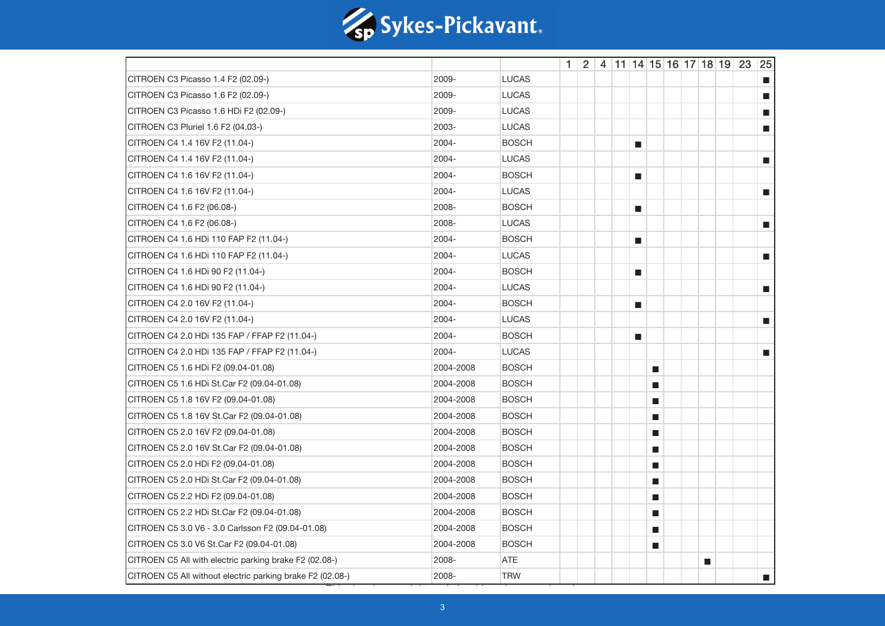| | | | 1 | 2 | 4 | 11 | 14 | 15 | 16 | 17 | 18 | 19 | 23 | 25 |
|---|---|---|---|---|---|---|---|---|---|---|---|---|---|---|
| CITROEN C3 Picasso 1.4 F2 (02.09-) | 2009- | LUCAS | | | | | | | | | | | | ■ |
| CITROEN C3 Picasso 1.6 F2 (02.09-) | 2009- | LUCAS | | | | | | | | | | | | ■ |
| CITROEN C3 Picasso 1.6 HDi F2 (02.09-) | 2009- | LUCAS | | | | | | | | | | | | ■ |
| CITROEN C3 Pluriel 1.6 F2 (04.03-) | 2003- | LUCAS | | | | | | | | | | | | ■ |
| CITROEN C4 1.4 16V F2 (11.04-) | 2004- | BOSCH | | | | | ■ | | | | | | | |
| CITROEN C4 1.4 16V F2 (11.04-) | 2004- | LUCAS | | | | | | | | | | | | ■ |
| CITROEN C4 1.6 16V F2 (11.04-) | 2004- | BOSCH | | | | | ■ | | | | | | | |
| CITROEN C4 1.6 16V F2 (11.04-) | 2004- | LUCAS | | | | | | | | | | | | ■ |
| CITROEN C4 1.6 F2 (06.08-) | 2008- | BOSCH | | | | | ■ | | | | | | | |
| CITROEN C4 1.6 F2 (06.08-) | 2008- | LUCAS | | | | | | | | | | | | ■ |
| CITROEN C4 1.6 HDi 110 FAP F2 (11.04-) | 2004- | BOSCH | | | | | ■ | | | | | | | |
| CITROEN C4 1.6 HDi 110 FAP F2 (11.04-) | 2004- | LUCAS | | | | | | | | | | | | ■ |
| CITROEN C4 1.6 HDi 90 F2 (11.04-) | 2004- | BOSCH | | | | | ■ | | | | | | | |
| CITROEN C4 1.6 HDi 90 F2 (11.04-) | 2004- | LUCAS | | | | | | | | | | | | ■ |
| CITROEN C4 2.0 16V F2 (11.04-) | 2004- | BOSCH | | | | | ■ | | | | | | | |
| CITROEN C4 2.0 16V F2 (11.04-) | 2004- | LUCAS | | | | | | | | | | | | ■ |
| CITROEN C4 2.0 HDi 135 FAP / FFAP F2 (11.04-) | 2004- | BOSCH | | | | | ■ | | | | | | | |
| CITROEN C4 2.0 HDi 135 FAP / FFAP F2 (11.04-) | 2004- | LUCAS | | | | | | | | | | | | ■ |
| CITROEN C5 1.6 HDi F2 (09.04-01.08) | 2004-2008 | BOSCH | | | | | | ■ | | | | | | |
| CITROEN C5 1.6 HDi St.Car F2 (09.04-01.08) | 2004-2008 | BOSCH | | | | | | ■ | | | | | | |
| CITROEN C5 1.8 16V F2 (09.04-01.08) | 2004-2008 | BOSCH | | | | | | ■ | | | | | | |
| CITROEN C5 1.8 16V St.Car F2 (09.04-01.08) | 2004-2008 | BOSCH | | | | | | ■ | | | | | | |
| CITROEN C5 2.0 16V F2 (09.04-01.08) | 2004-2008 | BOSCH | | | | | | ■ | | | | | | |
| CITROEN C5 2.0 16V St.Car F2 (09.04-01.08) | 2004-2008 | BOSCH | | | | | | ■ | | | | | | |
| CITROEN C5 2.0 HDi F2 (09.04-01.08) | 2004-2008 | BOSCH | | | | | | ■ | | | | | | |
| CITROEN C5 2.0 HDi St.Car F2 (09.04-01.08) | 2004-2008 | BOSCH | | | | | | ■ | | | | | | |
| CITROEN C5 2.2 HDi F2 (09.04-01.08) | 2004-2008 | BOSCH | | | | | | ■ | | | | | | |
| CITROEN C5 2.2 HDi St.Car F2 (09.04-01.08) | 2004-2008 | BOSCH | | | | | | ■ | | | | | | |
| CITROEN C5 3.0 V6 - 3.0 Carlsson F2 (09.04-01.08) | 2004-2008 | BOSCH | | | | | | ■ | | | | | | |
| CITROEN C5 3.0 V6 St.Car F2 (09.04-01.08) | 2004-2008 | BOSCH | | | | | | ■ | | | | | | |
| CITROEN C5 All with electric parking brake F2 (02.08-) | 2008- | ATE | | | | | | | | | ■ | | | |
| CITROEN C5 All without electric parking brake F2 (02.08-) | 2008- | TRW | | | | | | | | | | | | ■ |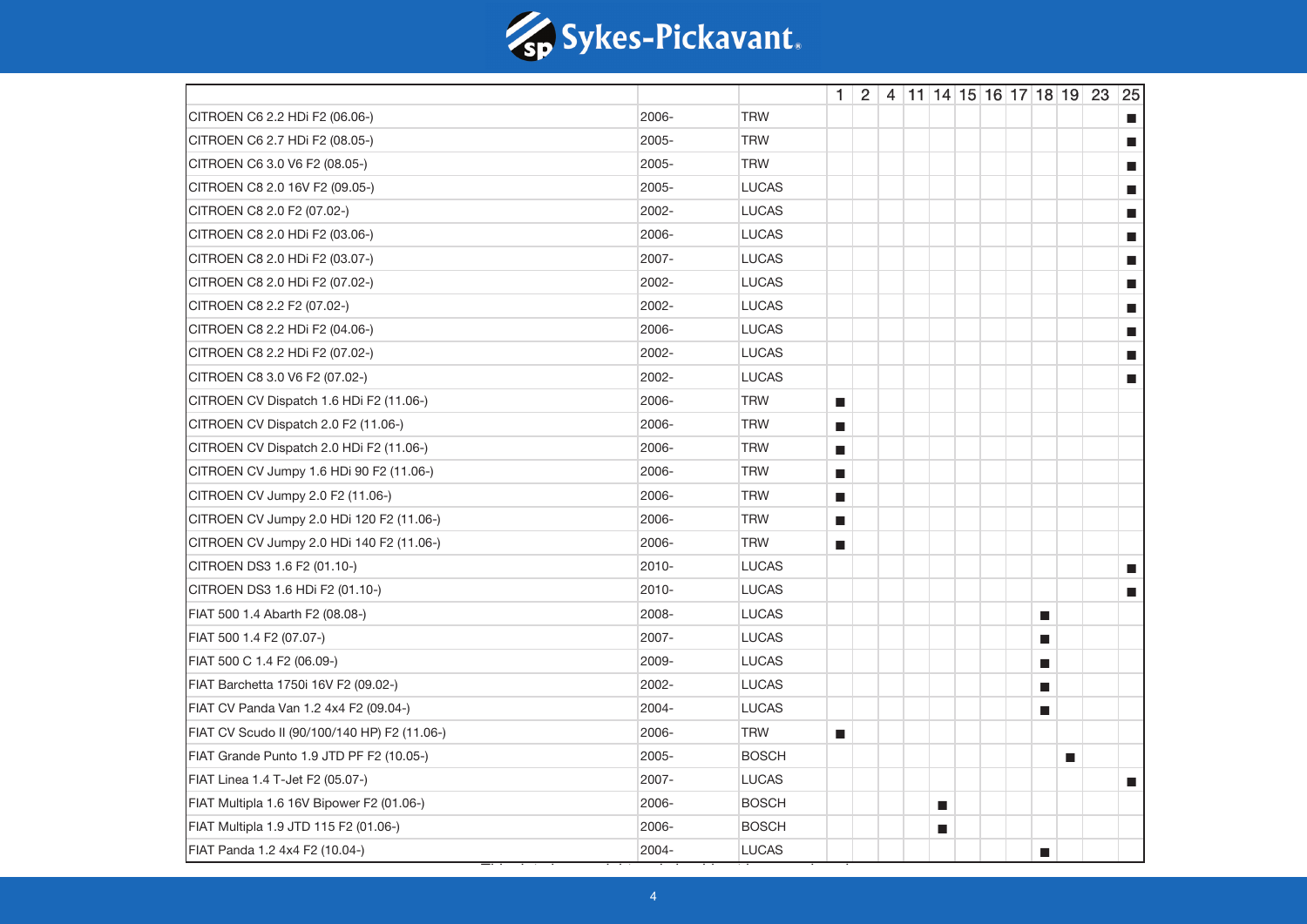| | | | 1 | 2 | 4 | 11 | 14 | 15 | 16 | 17 | 18 | 19 | 23 | 25 |
|---|---|---|---|---|---|---|---|---|---|---|---|---|---|---|
| CITROEN C6 2.2 HDi F2 (06.06-) | 2006- | TRW | | | | | | | | | | | | ■ |
| CITROEN C6 2.7 HDi F2 (08.05-) | 2005- | TRW | | | | | | | | | | | | ■ |
| CITROEN C6 3.0 V6 F2 (08.05-) | 2005- | TRW | | | | | | | | | | | | ■ |
| CITROEN C8 2.0 16V F2 (09.05-) | 2005- | LUCAS | | | | | | | | | | | | ■ |
| CITROEN C8 2.0 F2 (07.02-) | 2002- | LUCAS | | | | | | | | | | | | ■ |
| CITROEN C8 2.0 HDi F2 (03.06-) | 2006- | LUCAS | | | | | | | | | | | | ■ |
| CITROEN C8 2.0 HDi F2 (03.07-) | 2007- | LUCAS | | | | | | | | | | | | ■ |
| CITROEN C8 2.0 HDi F2 (07.02-) | 2002- | LUCAS | | | | | | | | | | | | ■ |
| CITROEN C8 2.2 F2 (07.02-) | 2002- | LUCAS | | | | | | | | | | | | ■ |
| CITROEN C8 2.2 HDi F2 (04.06-) | 2006- | LUCAS | | | | | | | | | | | | ■ |
| CITROEN C8 2.2 HDi F2 (07.02-) | 2002- | LUCAS | | | | | | | | | | | | ■ |
| CITROEN C8 3.0 V6 F2 (07.02-) | 2002- | LUCAS | | | | | | | | | | | | ■ |
| CITROEN CV Dispatch 1.6 HDi F2 (11.06-) | 2006- | TRW | ■ | | | | | | | | | | | |
| CITROEN CV Dispatch 2.0 F2 (11.06-) | 2006- | TRW | ■ | | | | | | | | | | | |
| CITROEN CV Dispatch 2.0 HDi F2 (11.06-) | 2006- | TRW | ■ | | | | | | | | | | | |
| CITROEN CV Jumpy 1.6 HDi 90 F2 (11.06-) | 2006- | TRW | ■ | | | | | | | | | | | |
| CITROEN CV Jumpy 2.0 F2 (11.06-) | 2006- | TRW | ■ | | | | | | | | | | | |
| CITROEN CV Jumpy 2.0 HDi 120 F2 (11.06-) | 2006- | TRW | ■ | | | | | | | | | | | |
| CITROEN CV Jumpy 2.0 HDi 140 F2 (11.06-) | 2006- | TRW | ■ | | | | | | | | | | | |
| CITROEN DS3 1.6 F2 (01.10-) | 2010- | LUCAS | | | | | | | | | | | | ■ |
| CITROEN DS3 1.6 HDi F2 (01.10-) | 2010- | LUCAS | | | | | | | | | | | | ■ |
| FIAT 500 1.4 Abarth F2 (08.08-) | 2008- | LUCAS | | | | | | | | | ■ | | | |
| FIAT 500 1.4 F2 (07.07-) | 2007- | LUCAS | | | | | | | | | ■ | | | |
| FIAT 500 C 1.4 F2 (06.09-) | 2009- | LUCAS | | | | | | | | | ■ | | | |
| FIAT Barchetta 1750i 16V F2 (09.02-) | 2002- | LUCAS | | | | | | | | | ■ | | | |
| FIAT CV Panda Van 1.2 4x4 F2 (09.04-) | 2004- | LUCAS | | | | | | | | | ■ | | | |
| FIAT CV Scudo II (90/100/140 HP) F2 (11.06-) | 2006- | TRW | ■ | | | | | | | | | | | |
| FIAT Grande Punto 1.9 JTD PF F2 (10.05-) | 2005- | BOSCH | | | | | | | | | | ■ | | |
| FIAT Linea 1.4 T-Jet F2 (05.07-) | 2007- | LUCAS | | | | | | | | | | | | ■ |
| FIAT Multipla 1.6 16V Bipower F2 (01.06-) | 2006- | BOSCH | | | | | ■ | | | | | | | |
| FIAT Multipla 1.9 JTD 115 F2 (01.06-) | 2006- | BOSCH | | | | | ■ | | | | | | | |
| FIAT Panda 1.2 4x4 F2 (10.04-) | 2004- | LUCAS | | | | | | | | | ■ | | | |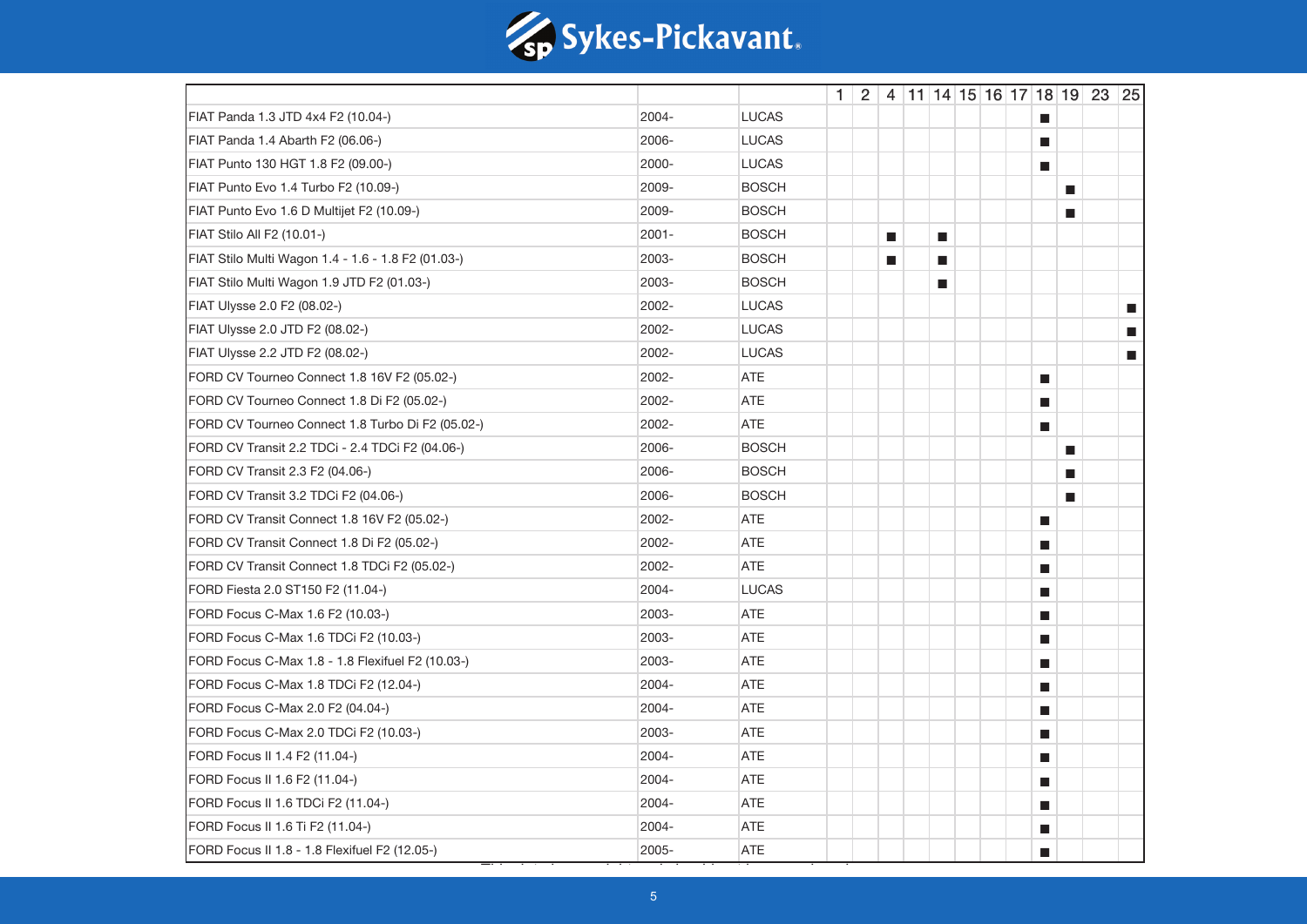| | | | 1 | 2 | 4 | 11 | 14 | 15 | 16 | 17 | 18 | 19 | 23 | 25 |
|---|---|---|---|---|---|---|---|---|---|---|---|---|---|---|
| FIAT Panda 1.3 JTD 4x4 F2 (10.04-) | 2004- | LUCAS | | | | | | | | | ■ | | | |
| FIAT Panda 1.4 Abarth F2 (06.06-) | 2006- | LUCAS | | | | | | | | | ■ | | | |
| FIAT Punto 130 HGT 1.8 F2 (09.00-) | 2000- | LUCAS | | | | | | | | | ■ | | | |
| FIAT Punto Evo 1.4 Turbo F2 (10.09-) | 2009- | BOSCH | | | | | | | | | | ■ | | |
| FIAT Punto Evo 1.6 D Multijet F2 (10.09-) | 2009- | BOSCH | | | | | | | | | | ■ | | |
| FIAT Stilo All F2 (10.01-) | 2001- | BOSCH | | | ■ | | ■ | | | | | | | |
| FIAT Stilo Multi Wagon 1.4 - 1.6 - 1.8 F2 (01.03-) | 2003- | BOSCH | | | ■ | | ■ | | | | | | | |
| FIAT Stilo Multi Wagon 1.9 JTD F2 (01.03-) | 2003- | BOSCH | | | | | ■ | | | | | | | |
| FIAT Ulysse 2.0 F2 (08.02-) | 2002- | LUCAS | | | | | | | | | | | | ■ |
| FIAT Ulysse 2.0 JTD F2 (08.02-) | 2002- | LUCAS | | | | | | | | | | | | ■ |
| FIAT Ulysse 2.2 JTD F2 (08.02-) | 2002- | LUCAS | | | | | | | | | | | | ■ |
| FORD CV Tourneo Connect 1.8 16V F2 (05.02-) | 2002- | ATE | | | | | | | | | ■ | | | |
| FORD CV Tourneo Connect 1.8 Di F2 (05.02-) | 2002- | ATE | | | | | | | | | ■ | | | |
| FORD CV Tourneo Connect 1.8 Turbo Di F2 (05.02-) | 2002- | ATE | | | | | | | | | ■ | | | |
| FORD CV Transit 2.2 TDCi - 2.4 TDCi F2 (04.06-) | 2006- | BOSCH | | | | | | | | | | ■ | | |
| FORD CV Transit 2.3 F2 (04.06-) | 2006- | BOSCH | | | | | | | | | | ■ | | |
| FORD CV Transit 3.2 TDCi F2 (04.06-) | 2006- | BOSCH | | | | | | | | | | ■ | | |
| FORD CV Transit Connect 1.8 16V F2 (05.02-) | 2002- | ATE | | | | | | | | | ■ | | | |
| FORD CV Transit Connect 1.8 Di F2 (05.02-) | 2002- | ATE | | | | | | | | | ■ | | | |
| FORD CV Transit Connect 1.8 TDCi F2 (05.02-) | 2002- | ATE | | | | | | | | | ■ | | | |
| FORD Fiesta 2.0 ST150 F2 (11.04-) | 2004- | LUCAS | | | | | | | | | ■ | | | |
| FORD Focus C-Max 1.6 F2 (10.03-) | 2003- | ATE | | | | | | | | | ■ | | | |
| FORD Focus C-Max 1.6 TDCi F2 (10.03-) | 2003- | ATE | | | | | | | | | ■ | | | |
| FORD Focus C-Max 1.8 - 1.8 Flexifuel F2 (10.03-) | 2003- | ATE | | | | | | | | | ■ | | | |
| FORD Focus C-Max 1.8 TDCi F2 (12.04-) | 2004- | ATE | | | | | | | | | ■ | | | |
| FORD Focus C-Max 2.0 F2 (04.04-) | 2004- | ATE | | | | | | | | | ■ | | | |
| FORD Focus C-Max 2.0 TDCi F2 (10.03-) | 2003- | ATE | | | | | | | | | ■ | | | |
| FORD Focus II 1.4 F2 (11.04-) | 2004- | ATE | | | | | | | | | ■ | | | |
| FORD Focus II 1.6 F2 (11.04-) | 2004- | ATE | | | | | | | | | ■ | | | |
| FORD Focus II 1.6 TDCi F2 (11.04-) | 2004- | ATE | | | | | | | | | ■ | | | |
| FORD Focus II 1.6 Ti F2 (11.04-) | 2004- | ATE | | | | | | | | | ■ | | | |
| FORD Focus II 1.8 - 1.8 Flexifuel F2 (12.05-) | 2005- | ATE | | | | | | | | | ■ | | | |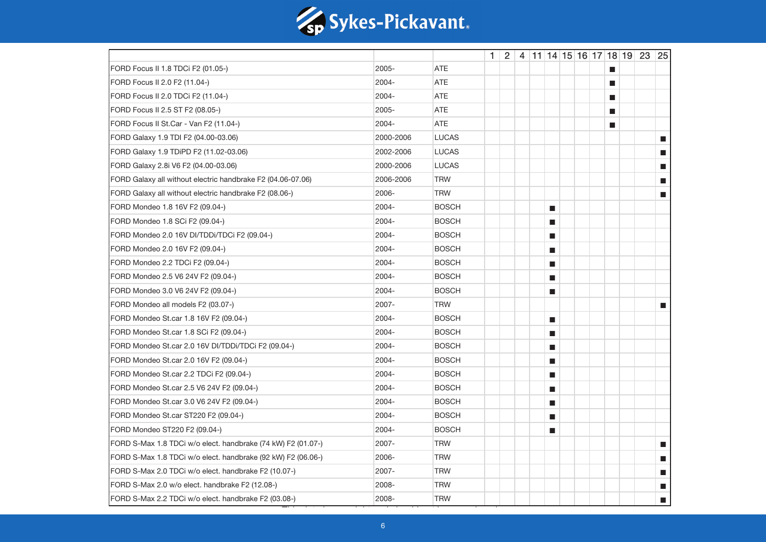| | | | 1 | 2 | 4 | 11 | 14 | 15 | 16 | 17 | 18 | 19 | 23 | 25 |
|---|---|---|---|---|---|---|---|---|---|---|---|---|---|---|
| FORD Focus II 1.8 TDCi F2 (01.05-) | 2005- | ATE | | | | | | | | | ■ | | | |
| FORD Focus II 2.0 F2 (11.04-) | 2004- | ATE | | | | | | | | | ■ | | | |
| FORD Focus II 2.0 TDCi F2 (11.04-) | 2004- | ATE | | | | | | | | | ■ | | | |
| FORD Focus II 2.5 ST F2 (08.05-) | 2005- | ATE | | | | | | | | | ■ | | | |
| FORD Focus II St.Car - Van F2 (11.04-) | 2004- | ATE | | | | | | | | | ■ | | | |
| FORD Galaxy 1.9 TDI F2 (04.00-03.06) | 2000-2006 | LUCAS | | | | | | | | | | | | ■ |
| FORD Galaxy 1.9 TDiPD F2 (11.02-03.06) | 2002-2006 | LUCAS | | | | | | | | | | | | ■ |
| FORD Galaxy 2.8i V6 F2 (04.00-03.06) | 2000-2006 | LUCAS | | | | | | | | | | | | ■ |
| FORD Galaxy all without electric handbrake F2 (04.06-07.06) | 2006-2006 | TRW | | | | | | | | | | | | ■ |
| FORD Galaxy all without electric handbrake F2 (08.06-) | 2006- | TRW | | | | | | | | | | | | ■ |
| FORD Mondeo 1.8 16V F2 (09.04-) | 2004- | BOSCH | | | | | ■ | | | | | | | |
| FORD Mondeo 1.8 SCi F2 (09.04-) | 2004- | BOSCH | | | | | ■ | | | | | | | |
| FORD Mondeo 2.0 16V DI/TDDi/TDCi F2 (09.04-) | 2004- | BOSCH | | | | | ■ | | | | | | | |
| FORD Mondeo 2.0 16V F2 (09.04-) | 2004- | BOSCH | | | | | ■ | | | | | | | |
| FORD Mondeo 2.2 TDCi F2 (09.04-) | 2004- | BOSCH | | | | | ■ | | | | | | | |
| FORD Mondeo 2.5 V6 24V F2 (09.04-) | 2004- | BOSCH | | | | | ■ | | | | | | | |
| FORD Mondeo 3.0 V6 24V F2 (09.04-) | 2004- | BOSCH | | | | | ■ | | | | | | | |
| FORD Mondeo all models F2 (03.07-) | 2007- | TRW | | | | | | | | | | | | ■ |
| FORD Mondeo St.car 1.8 16V F2 (09.04-) | 2004- | BOSCH | | | | | ■ | | | | | | | |
| FORD Mondeo St.car 1.8 SCi F2 (09.04-) | 2004- | BOSCH | | | | | ■ | | | | | | | |
| FORD Mondeo St.car 2.0 16V DI/TDDi/TDCi F2 (09.04-) | 2004- | BOSCH | | | | | ■ | | | | | | | |
| FORD Mondeo St.car 2.0 16V F2 (09.04-) | 2004- | BOSCH | | | | | ■ | | | | | | | |
| FORD Mondeo St.car 2.2 TDCi F2 (09.04-) | 2004- | BOSCH | | | | | ■ | | | | | | | |
| FORD Mondeo St.car 2.5 V6 24V F2 (09.04-) | 2004- | BOSCH | | | | | ■ | | | | | | | |
| FORD Mondeo St.car 3.0 V6 24V F2 (09.04-) | 2004- | BOSCH | | | | | ■ | | | | | | | |
| FORD Mondeo St.car ST220 F2 (09.04-) | 2004- | BOSCH | | | | | ■ | | | | | | | |
| FORD Mondeo ST220 F2 (09.04-) | 2004- | BOSCH | | | | | ■ | | | | | | | |
| FORD S-Max 1.8 TDCi w/o elect. handbrake (74 kW) F2 (01.07-) | 2007- | TRW | | | | | | | | | | | | ■ |
| FORD S-Max 1.8 TDCi w/o elect. handbrake (92 kW) F2 (06.06-) | 2006- | TRW | | | | | | | | | | | | ■ |
| FORD S-Max 2.0 TDCi w/o elect. handbrake F2 (10.07-) | 2007- | TRW | | | | | | | | | | | | ■ |
| FORD S-Max 2.0 w/o elect. handbrake F2 (12.08-) | 2008- | TRW | | | | | | | | | | | | ■ |
| FORD S-Max 2.2 TDCi w/o elect. handbrake F2 (03.08-) | 2008- | TRW | | | | | | | | | | | | ■ |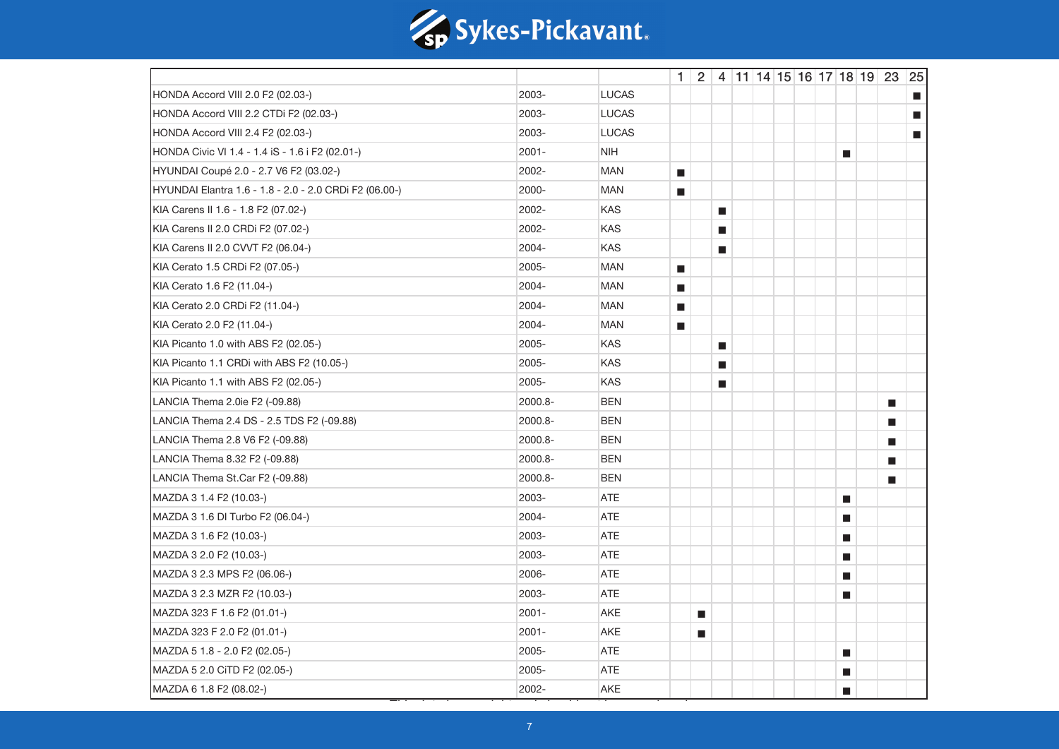| | | | 1 | 2 | 4 | 11 | 14 | 15 | 16 | 17 | 18 | 19 | 23 | 25 |
|---|---|---|---|---|---|---|---|---|---|---|---|---|---|---|
| HONDA Accord VIII 2.0 F2 (02.03-) | 2003- | LUCAS | | | | | | | | | | | | ■ |
| HONDA Accord VIII 2.2 CTDi F2 (02.03-) | 2003- | LUCAS | | | | | | | | | | | | ■ |
| HONDA Accord VIII 2.4 F2 (02.03-) | 2003- | LUCAS | | | | | | | | | | | | ■ |
| HONDA Civic VI 1.4 - 1.4 iS - 1.6 i F2 (02.01-) | 2001- | NIH | | | | | | | | | ■ | | | |
| HYUNDAI Coupé 2.0 - 2.7 V6 F2 (03.02-) | 2002- | MAN | ■ | | | | | | | | | | | |
| HYUNDAI Elantra 1.6 - 1.8 - 2.0 CRDi F2 (06.00-) | 2000- | MAN | ■ | | | | | | | | | | | |
| KIA Carens II 1.6 - 1.8 F2 (07.02-) | 2002- | KAS | | | ■ | | | | | | | | | |
| KIA Carens II 2.0 CRDi F2 (07.02-) | 2002- | KAS | | | ■ | | | | | | | | | |
| KIA Carens II 2.0 CVVT F2 (06.04-) | 2004- | KAS | | | ■ | | | | | | | | | |
| KIA Cerato 1.5 CRDi F2 (07.05-) | 2005- | MAN | ■ | | | | | | | | | | | |
| KIA Cerato 1.6 F2 (11.04-) | 2004- | MAN | ■ | | | | | | | | | | | |
| KIA Cerato 2.0 CRDi F2 (11.04-) | 2004- | MAN | ■ | | | | | | | | | | | |
| KIA Cerato 2.0 F2 (11.04-) | 2004- | MAN | ■ | | | | | | | | | | | |
| KIA Picanto 1.0 with ABS F2 (02.05-) | 2005- | KAS | | | ■ | | | | | | | | | |
| KIA Picanto 1.1 CRDi with ABS F2 (10.05-) | 2005- | KAS | | | ■ | | | | | | | | | |
| KIA Picanto 1.1 with ABS F2 (02.05-) | 2005- | KAS | | | ■ | | | | | | | | | |
| LANCIA Thema 2.0ie F2 (-09.88) | 2000.8- | BEN | | | | | | | | | | | ■ | |
| LANCIA Thema 2.4 DS - 2.5 TDS F2 (-09.88) | 2000.8- | BEN | | | | | | | | | | | ■ | |
| LANCIA Thema 2.8 V6 F2 (-09.88) | 2000.8- | BEN | | | | | | | | | | | ■ | |
| LANCIA Thema 8.32 F2 (-09.88) | 2000.8- | BEN | | | | | | | | | | | ■ | |
| LANCIA Thema St.Car F2 (-09.88) | 2000.8- | BEN | | | | | | | | | | | ■ | |
| MAZDA 3 1.4 F2 (10.03-) | 2003- | ATE | | | | | | | | | ■ | | | |
| MAZDA 3 1.6 DI Turbo F2 (06.04-) | 2004- | ATE | | | | | | | | | ■ | | | |
| MAZDA 3 1.6 F2 (10.03-) | 2003- | ATE | | | | | | | | | ■ | | | |
| MAZDA 3 2.0 F2 (10.03-) | 2003- | ATE | | | | | | | | | ■ | | | |
| MAZDA 3 2.3 MPS F2 (06.06-) | 2006- | ATE | | | | | | | | | ■ | | | |
| MAZDA 3 2.3 MZR F2 (10.03-) | 2003- | ATE | | | | | | | | | ■ | | | |
| MAZDA 323 F 1.6 F2 (01.01-) | 2001- | AKE | | ■ | | | | | | | | | | |
| MAZDA 323 F 2.0 F2 (01.01-) | 2001- | AKE | | ■ | | | | | | | | | | |
| MAZDA 5 1.8 - 2.0 F2 (02.05-) | 2005- | ATE | | | | | | | | | ■ | | | |
| MAZDA 5 2.0 CiTD F2 (02.05-) | 2005- | ATE | | | | | | | | | ■ | | | |
| MAZDA 6 1.8 F2 (08.02-) | 2002- | AKE | | | | | | | | | ■ | | | |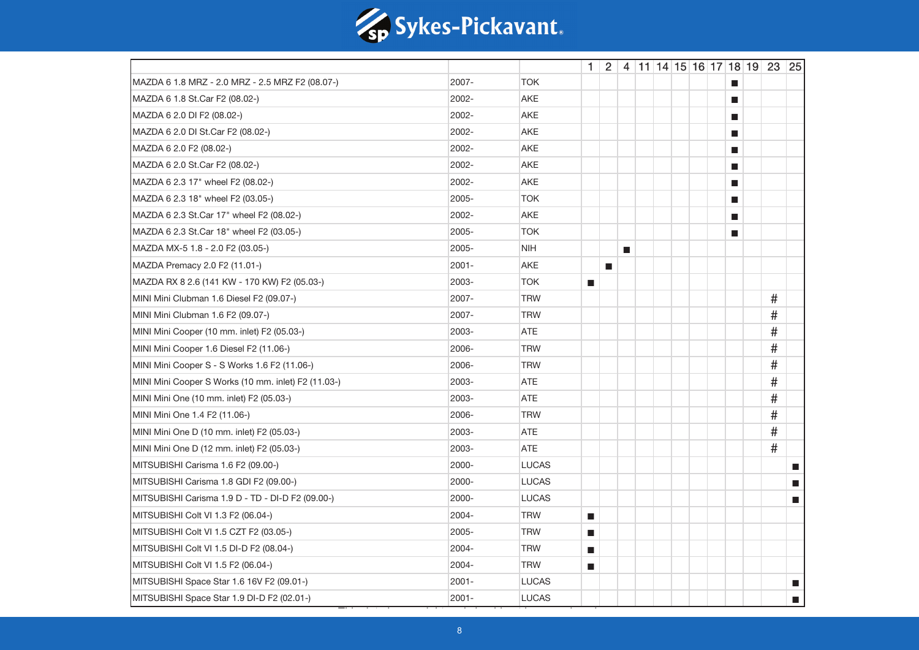| | | | 1 | 2 | 4 | 11 | 14 | 15 | 16 | 17 | 18 | 19 | 23 | 25 |
|---|---|---|---|---|---|---|---|---|---|---|---|---|---|---|
| MAZDA 6 1.8 MRZ - 2.0 MRZ - 2.5 MRZ F2 (08.07-) | 2007- | TOK | | | | | | | | | ■ | | | |
| MAZDA 6 1.8 St.Car F2 (08.02-) | 2002- | AKE | | | | | | | | | ■ | | | |
| MAZDA 6 2.0 DI F2 (08.02-) | 2002- | AKE | | | | | | | | | ■ | | | |
| MAZDA 6 2.0 DI St.Car F2 (08.02-) | 2002- | AKE | | | | | | | | | ■ | | | |
| MAZDA 6 2.0 F2 (08.02-) | 2002- | AKE | | | | | | | | | ■ | | | |
| MAZDA 6 2.0 St.Car F2 (08.02-) | 2002- | AKE | | | | | | | | | ■ | | | |
| MAZDA 6 2.3 17" wheel F2 (08.02-) | 2002- | AKE | | | | | | | | | ■ | | | |
| MAZDA 6 2.3 18" wheel F2 (03.05-) | 2005- | TOK | | | | | | | | | ■ | | | |
| MAZDA 6 2.3 St.Car 17" wheel F2 (08.02-) | 2002- | AKE | | | | | | | | | ■ | | | |
| MAZDA 6 2.3 St.Car 18" wheel F2 (03.05-) | 2005- | TOK | | | | | | | | | ■ | | | |
| MAZDA MX-5 1.8 - 2.0 F2 (03.05-) | 2005- | NIH | | | ■ | | | | | | | | | |
| MAZDA Premacy 2.0 F2 (11.01-) | 2001- | AKE | | ■ | | | | | | | | | | |
| MAZDA RX 8 2.6 (141 KW - 170 KW) F2 (05.03-) | 2003- | TOK | ■ | | | | | | | | | | | |
| MINI Mini Clubman 1.6 Diesel F2 (09.07-) | 2007- | TRW | | | | | | | | | | | # | |
| MINI Mini Clubman 1.6 F2 (09.07-) | 2007- | TRW | | | | | | | | | | | # | |
| MINI Mini Cooper (10 mm. inlet) F2 (05.03-) | 2003- | ATE | | | | | | | | | | | # | |
| MINI Mini Cooper 1.6 Diesel F2 (11.06-) | 2006- | TRW | | | | | | | | | | | # | |
| MINI Mini Cooper S - S Works 1.6 F2 (11.06-) | 2006- | TRW | | | | | | | | | | | # | |
| MINI Mini Cooper S Works (10 mm. inlet) F2 (11.03-) | 2003- | ATE | | | | | | | | | | | # | |
| MINI Mini One (10 mm. inlet) F2 (05.03-) | 2003- | ATE | | | | | | | | | | | # | |
| MINI Mini One 1.4 F2 (11.06-) | 2006- | TRW | | | | | | | | | | | # | |
| MINI Mini One D (10 mm. inlet) F2 (05.03-) | 2003- | ATE | | | | | | | | | | | # | |
| MINI Mini One D (12 mm. inlet) F2 (05.03-) | 2003- | ATE | | | | | | | | | | | # | |
| MITSUBISHI Carisma 1.6 F2 (09.00-) | 2000- | LUCAS | | | | | | | | | | | | ■ |
| MITSUBISHI Carisma 1.8 GDI F2 (09.00-) | 2000- | LUCAS | | | | | | | | | | | | ■ |
| MITSUBISHI Carisma 1.9 D - TD - DI-D F2 (09.00-) | 2000- | LUCAS | | | | | | | | | | | | ■ |
| MITSUBISHI Colt VI 1.3 F2 (06.04-) | 2004- | TRW | ■ | | | | | | | | | | | |
| MITSUBISHI Colt VI 1.5 CZT F2 (03.05-) | 2005- | TRW | ■ | | | | | | | | | | | |
| MITSUBISHI Colt VI 1.5 DI-D F2 (08.04-) | 2004- | TRW | ■ | | | | | | | | | | | |
| MITSUBISHI Colt VI 1.5 F2 (06.04-) | 2004- | TRW | ■ | | | | | | | | | | | |
| MITSUBISHI Space Star 1.6 16V F2 (09.01-) | 2001- | LUCAS | | | | | | | | | | | | ■ |
| MITSUBISHI Space Star 1.9 DI-D F2 (02.01-) | 2001- | LUCAS | | | | | | | | | | | | ■ |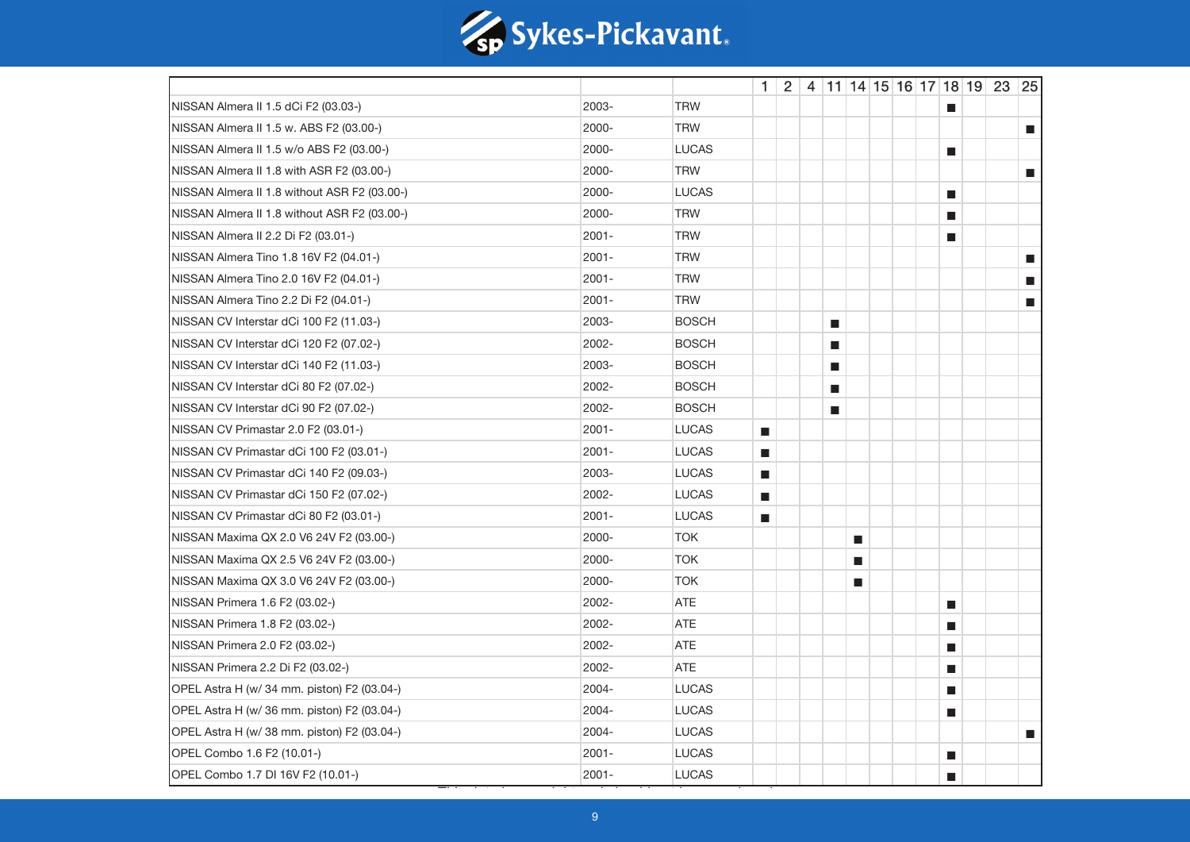| | | | 1 | 2 | 4 | 11 | 14 | 15 | 16 | 17 | 18 | 19 | 23 | 25 |
|---|---|---|---|---|---|---|---|---|---|---|---|---|---|---|
| NISSAN Almera II 1.5 dCi F2 (03.03-) | 2003- | TRW | | | | | | | | | ■ | | | |
| NISSAN Almera II 1.5 w. ABS F2 (03.00-) | 2000- | TRW | | | | | | | | | | | | ■ |
| NISSAN Almera II 1.5 w/o ABS F2 (03.00-) | 2000- | LUCAS | | | | | | | | | ■ | | | |
| NISSAN Almera II 1.8 with ASR F2 (03.00-) | 2000- | TRW | | | | | | | | | | | | ■ |
| NISSAN Almera II 1.8 without ASR F2 (03.00-) | 2000- | LUCAS | | | | | | | | | ■ | | | |
| NISSAN Almera II 1.8 without ASR F2 (03.00-) | 2000- | TRW | | | | | | | | | ■ | | | |
| NISSAN Almera II 2.2 Di F2 (03.01-) | 2001- | TRW | | | | | | | | | ■ | | | |
| NISSAN Almera Tino 1.8 16V F2 (04.01-) | 2001- | TRW | | | | | | | | | | | | ■ |
| NISSAN Almera Tino 2.0 16V F2 (04.01-) | 2001- | TRW | | | | | | | | | | | | ■ |
| NISSAN Almera Tino 2.2 Di F2 (04.01-) | 2001- | TRW | | | | | | | | | | | | ■ |
| NISSAN CV Interstar dCi 100 F2 (11.03-) | 2003- | BOSCH | | | | ■ | | | | | | | | |
| NISSAN CV Interstar dCi 120 F2 (07.02-) | 2002- | BOSCH | | | | ■ | | | | | | | | |
| NISSAN CV Interstar dCi 140 F2 (11.03-) | 2003- | BOSCH | | | | ■ | | | | | | | | |
| NISSAN CV Interstar dCi 80 F2 (07.02-) | 2002- | BOSCH | | | | ■ | | | | | | | | |
| NISSAN CV Interstar dCi 90 F2 (07.02-) | 2002- | BOSCH | | | | ■ | | | | | | | | |
| NISSAN CV Primastar 2.0 F2 (03.01-) | 2001- | LUCAS | ■ | | | | | | | | | | | |
| NISSAN CV Primastar dCi 100 F2 (03.01-) | 2001- | LUCAS | ■ | | | | | | | | | | | |
| NISSAN CV Primastar dCi 140 F2 (09.03-) | 2003- | LUCAS | ■ | | | | | | | | | | | |
| NISSAN CV Primastar dCi 150 F2 (07.02-) | 2002- | LUCAS | ■ | | | | | | | | | | | |
| NISSAN CV Primastar dCi 80 F2 (03.01-) | 2001- | LUCAS | ■ | | | | | | | | | | | |
| NISSAN Maxima QX 2.0 V6 24V F2 (03.00-) | 2000- | TOK | | | | | ■ | | | | | | | |
| NISSAN Maxima QX 2.5 V6 24V F2 (03.00-) | 2000- | TOK | | | | | ■ | | | | | | | |
| NISSAN Maxima QX 3.0 V6 24V F2 (03.00-) | 2000- | TOK | | | | | ■ | | | | | | | |
| NISSAN Primera 1.6 F2 (03.02-) | 2002- | ATE | | | | | | | | | ■ | | | |
| NISSAN Primera 1.8 F2 (03.02-) | 2002- | ATE | | | | | | | | | ■ | | | |
| NISSAN Primera 2.0 F2 (03.02-) | 2002- | ATE | | | | | | | | | ■ | | | |
| NISSAN Primera 2.2 Di F2 (03.02-) | 2002- | ATE | | | | | | | | | ■ | | | |
| OPEL Astra H (w/ 34 mm. piston) F2 (03.04-) | 2004- | LUCAS | | | | | | | | | ■ | | | |
| OPEL Astra H (w/ 36 mm. piston) F2 (03.04-) | 2004- | LUCAS | | | | | | | | | ■ | | | |
| OPEL Astra H (w/ 38 mm. piston) F2 (03.04-) | 2004- | LUCAS | | | | | | | | | | | | ■ |
| OPEL Combo 1.6 F2 (10.01-) | 2001- | LUCAS | | | | | | | | | ■ | | | |
| OPEL Combo 1.7 DI 16V F2 (10.01-) | 2001- | LUCAS | | | | | | | | | ■ | | | |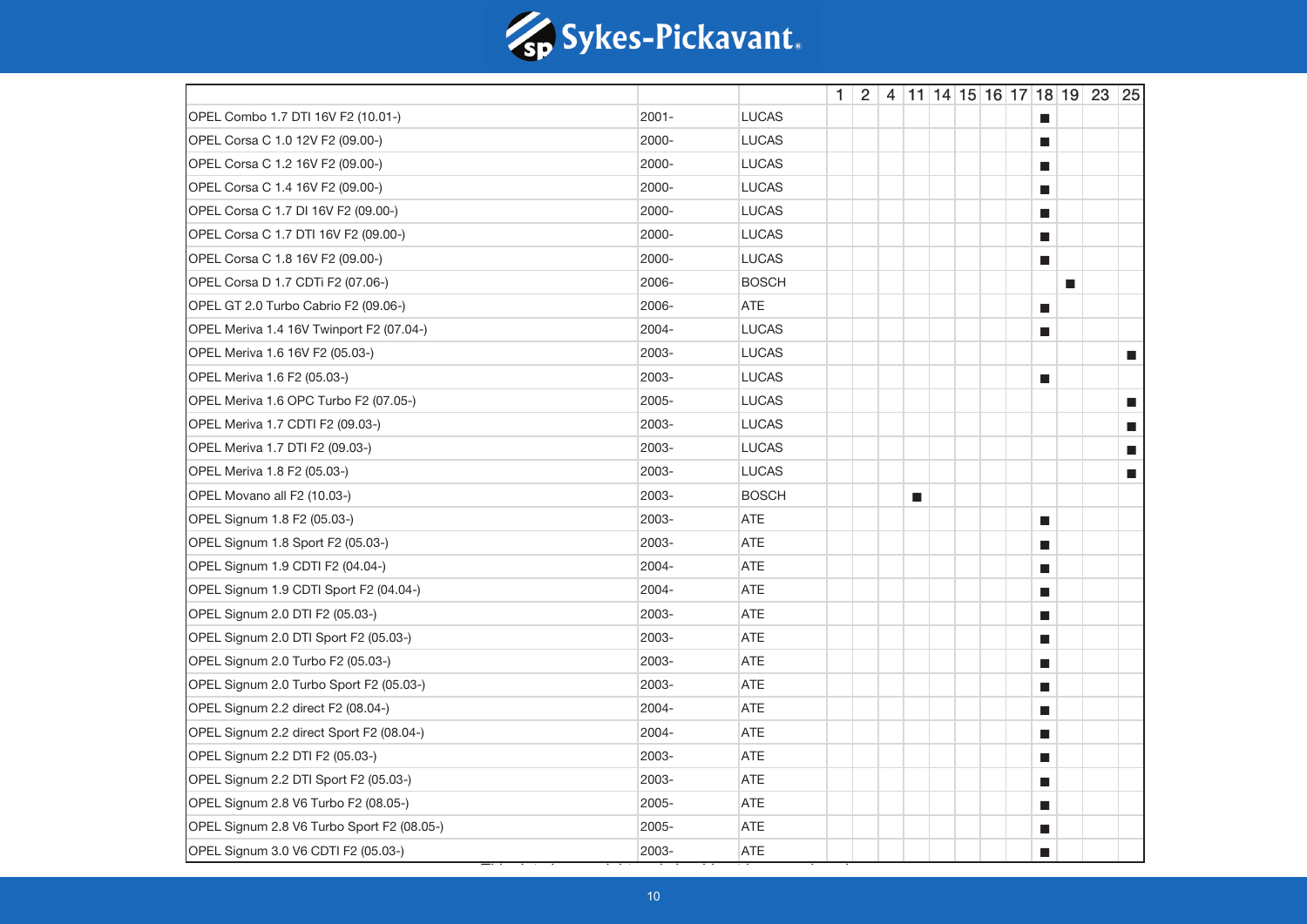| | | | 1 | 2 | 4 | 11 | 14 | 15 | 16 | 17 | 18 | 19 | 23 | 25 |
|---|---|---|---|---|---|---|---|---|---|---|---|---|---|---|
| OPEL Combo 1.7 DTI 16V F2 (10.01-) | 2001- | LUCAS | | | | | | | | | ■ | | | |
| OPEL Corsa C 1.0 12V F2 (09.00-) | 2000- | LUCAS | | | | | | | | | ■ | | | |
| OPEL Corsa C 1.2 16V F2 (09.00-) | 2000- | LUCAS | | | | | | | | | ■ | | | |
| OPEL Corsa C 1.4 16V F2 (09.00-) | 2000- | LUCAS | | | | | | | | | ■ | | | |
| OPEL Corsa C 1.7 DI 16V F2 (09.00-) | 2000- | LUCAS | | | | | | | | | ■ | | | |
| OPEL Corsa C 1.7 DTI 16V F2 (09.00-) | 2000- | LUCAS | | | | | | | | | ■ | | | |
| OPEL Corsa C 1.8 16V F2 (09.00-) | 2000- | LUCAS | | | | | | | | | ■ | | | |
| OPEL Corsa D 1.7 CDTi F2 (07.06-) | 2006- | BOSCH | | | | | | | | | | ■ | | |
| OPEL GT 2.0 Turbo Cabrio F2 (09.06-) | 2006- | ATE | | | | | | | | | ■ | | | |
| OPEL Meriva 1.4 16V Twinport F2 (07.04-) | 2004- | LUCAS | | | | | | | | | ■ | | | |
| OPEL Meriva 1.6 16V F2 (05.03-) | 2003- | LUCAS | | | | | | | | | | | | ■ |
| OPEL Meriva 1.6 F2 (05.03-) | 2003- | LUCAS | | | | | | | | | ■ | | | |
| OPEL Meriva 1.6 OPC Turbo F2 (07.05-) | 2005- | LUCAS | | | | | | | | | | | | ■ |
| OPEL Meriva 1.7 CDTI F2 (09.03-) | 2003- | LUCAS | | | | | | | | | | | | ■ |
| OPEL Meriva 1.7 DTI F2 (09.03-) | 2003- | LUCAS | | | | | | | | | | | | ■ |
| OPEL Meriva 1.8 F2 (05.03-) | 2003- | LUCAS | | | | | | | | | | | | ■ |
| OPEL Movano all F2 (10.03-) | 2003- | BOSCH | | | | ■ | | | | | | | | |
| OPEL Signum 1.8 F2 (05.03-) | 2003- | ATE | | | | | | | | | ■ | | | |
| OPEL Signum 1.8 Sport F2 (05.03-) | 2003- | ATE | | | | | | | | | ■ | | | |
| OPEL Signum 1.9 CDTI F2 (04.04-) | 2004- | ATE | | | | | | | | | ■ | | | |
| OPEL Signum 1.9 CDTI Sport F2 (04.04-) | 2004- | ATE | | | | | | | | | ■ | | | |
| OPEL Signum 2.0 DTI F2 (05.03-) | 2003- | ATE | | | | | | | | | ■ | | | |
| OPEL Signum 2.0 DTI Sport F2 (05.03-) | 2003- | ATE | | | | | | | | | ■ | | | |
| OPEL Signum 2.0 Turbo F2 (05.03-) | 2003- | ATE | | | | | | | | | ■ | | | |
| OPEL Signum 2.0 Turbo Sport F2 (05.03-) | 2003- | ATE | | | | | | | | | ■ | | | |
| OPEL Signum 2.2 direct F2 (08.04-) | 2004- | ATE | | | | | | | | | ■ | | | |
| OPEL Signum 2.2 direct Sport F2 (08.04-) | 2004- | ATE | | | | | | | | | ■ | | | |
| OPEL Signum 2.2 DTI F2 (05.03-) | 2003- | ATE | | | | | | | | | ■ | | | |
| OPEL Signum 2.2 DTI Sport F2 (05.03-) | 2003- | ATE | | | | | | | | | ■ | | | |
| OPEL Signum 2.8 V6 Turbo F2 (08.05-) | 2005- | ATE | | | | | | | | | ■ | | | |
| OPEL Signum 2.8 V6 Turbo Sport F2 (08.05-) | 2005- | ATE | | | | | | | | | ■ | | | |
| OPEL Signum 3.0 V6 CDTI F2 (05.03-) | 2003- | ATE | | | | | | | | | ■ | | | |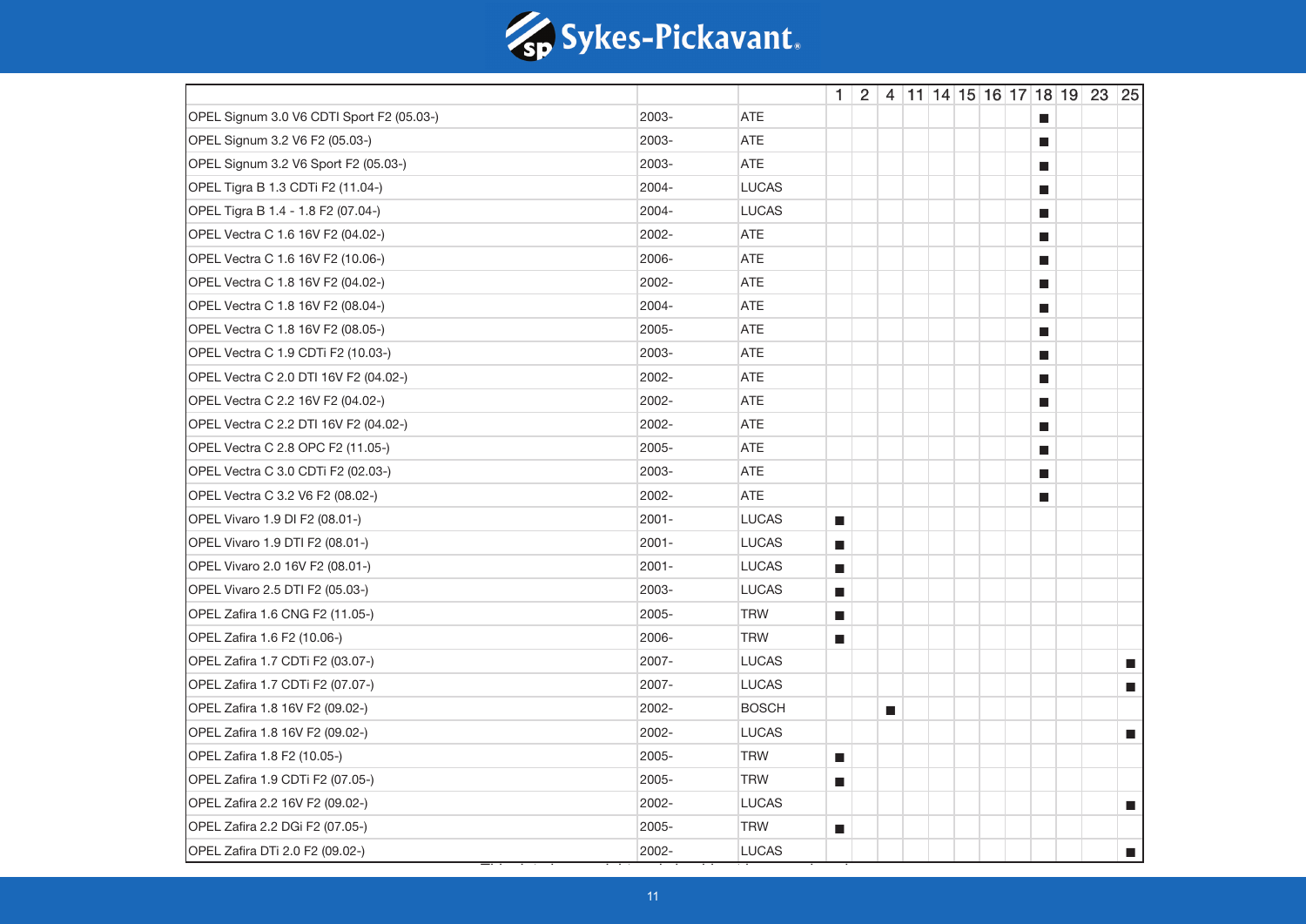| | | | 1 | 2 | 4 | 11 | 14 | 15 | 16 | 17 | 18 | 19 | 23 | 25 |
|---|---|---|---|---|---|---|---|---|---|---|---|---|---|---|
| OPEL Signum 3.0 V6 CDTI Sport F2 (05.03-) | 2003- | ATE | | | | | | | | | ■ | | | |
| OPEL Signum 3.2 V6 F2 (05.03-) | 2003- | ATE | | | | | | | | | ■ | | | |
| OPEL Signum 3.2 V6 Sport F2 (05.03-) | 2003- | ATE | | | | | | | | | ■ | | | |
| OPEL Tigra B 1.3 CDTi F2 (11.04-) | 2004- | LUCAS | | | | | | | | | ■ | | | |
| OPEL Tigra B 1.4 - 1.8 F2 (07.04-) | 2004- | LUCAS | | | | | | | | | ■ | | | |
| OPEL Vectra C 1.6 16V F2 (04.02-) | 2002- | ATE | | | | | | | | | ■ | | | |
| OPEL Vectra C 1.6 16V F2 (10.06-) | 2006- | ATE | | | | | | | | | ■ | | | |
| OPEL Vectra C 1.8 16V F2 (04.02-) | 2002- | ATE | | | | | | | | | ■ | | | |
| OPEL Vectra C 1.8 16V F2 (08.04-) | 2004- | ATE | | | | | | | | | ■ | | | |
| OPEL Vectra C 1.8 16V F2 (08.05-) | 2005- | ATE | | | | | | | | | ■ | | | |
| OPEL Vectra C 1.9 CDTi F2 (10.03-) | 2003- | ATE | | | | | | | | | ■ | | | |
| OPEL Vectra C 2.0 DTI 16V F2 (04.02-) | 2002- | ATE | | | | | | | | | ■ | | | |
| OPEL Vectra C 2.2 16V F2 (04.02-) | 2002- | ATE | | | | | | | | | ■ | | | |
| OPEL Vectra C 2.2 DTI 16V F2 (04.02-) | 2002- | ATE | | | | | | | | | ■ | | | |
| OPEL Vectra C 2.8 OPC F2 (11.05-) | 2005- | ATE | | | | | | | | | ■ | | | |
| OPEL Vectra C 3.0 CDTi F2 (02.03-) | 2003- | ATE | | | | | | | | | ■ | | | |
| OPEL Vectra C 3.2 V6 F2 (08.02-) | 2002- | ATE | | | | | | | | | ■ | | | |
| OPEL Vivaro 1.9 DI F2 (08.01-) | 2001- | LUCAS | ■ | | | | | | | | | | | |
| OPEL Vivaro 1.9 DTI F2 (08.01-) | 2001- | LUCAS | ■ | | | | | | | | | | | |
| OPEL Vivaro 2.0 16V F2 (08.01-) | 2001- | LUCAS | ■ | | | | | | | | | | | |
| OPEL Vivaro 2.5 DTI F2 (05.03-) | 2003- | LUCAS | ■ | | | | | | | | | | | |
| OPEL Zafira 1.6 CNG F2 (11.05-) | 2005- | TRW | ■ | | | | | | | | | | | |
| OPEL Zafira 1.6 F2 (10.06-) | 2006- | TRW | ■ | | | | | | | | | | | |
| OPEL Zafira 1.7 CDTi F2 (03.07-) | 2007- | LUCAS | | | | | | | | | | | | ■ |
| OPEL Zafira 1.7 CDTi F2 (07.07-) | 2007- | LUCAS | | | | | | | | | | | | ■ |
| OPEL Zafira 1.8 16V F2 (09.02-) | 2002- | BOSCH | | | ■ | | | | | | | | | |
| OPEL Zafira 1.8 16V F2 (09.02-) | 2002- | LUCAS | | | | | | | | | | | | ■ |
| OPEL Zafira 1.8 F2 (10.05-) | 2005- | TRW | ■ | | | | | | | | | | | |
| OPEL Zafira 1.9 CDTi F2 (07.05-) | 2005- | TRW | ■ | | | | | | | | | | | |
| OPEL Zafira 2.2 16V F2 (09.02-) | 2002- | LUCAS | | | | | | | | | | | | ■ |
| OPEL Zafira 2.2 DGi F2 (07.05-) | 2005- | TRW | ■ | | | | | | | | | | | |
| OPEL Zafira DTi 2.0 F2 (09.02-) | 2002- | LUCAS | | | | | | | | | | | | ■ |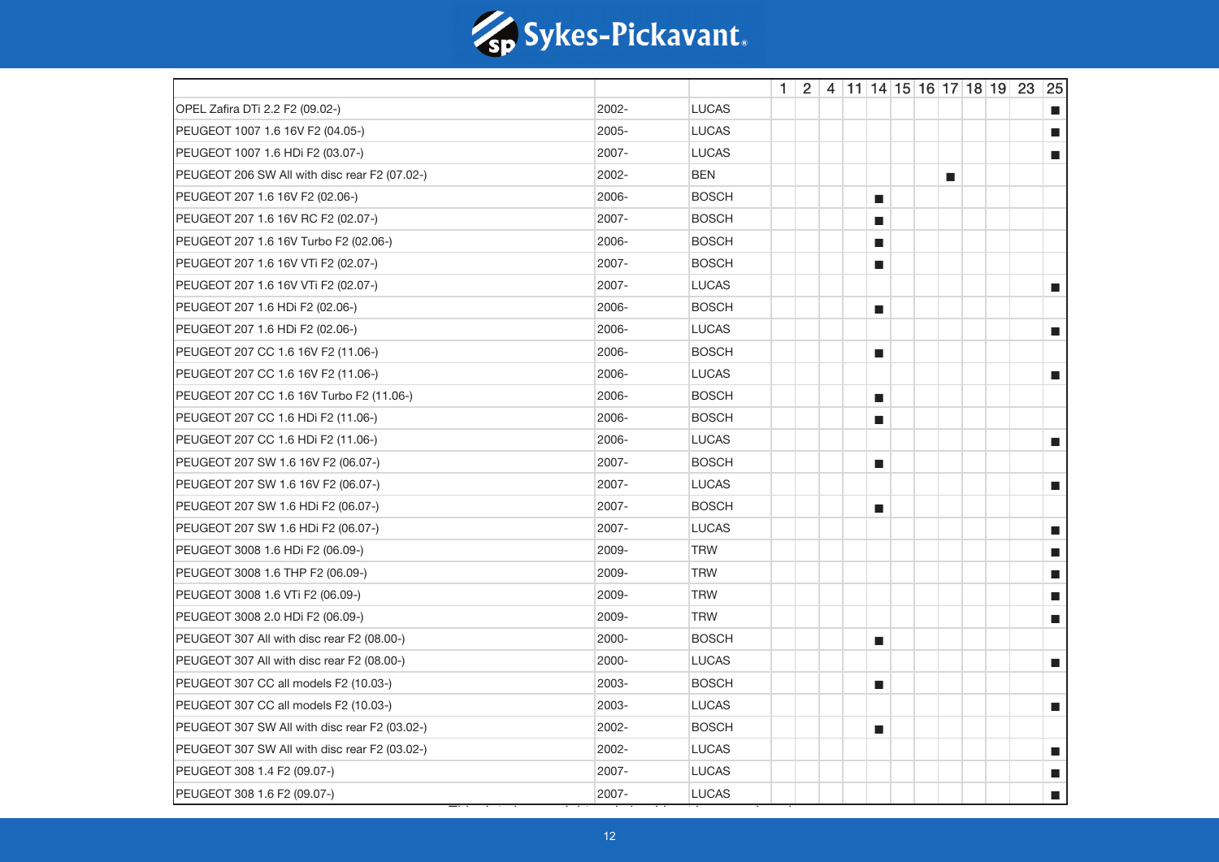|  |  |  | 1 | 2 | 4 | 11 | 14 | 15 | 16 | 17 | 18 | 19 | 23 | 25 |
|---|---|---|---|---|---|---|---|---|---|---|---|---|---|---|
| OPEL Zafira DTi 2.2 F2 (09.02-) | 2002- | LUCAS |  |  |  |  |  |  |  |  |  |  |  | ■ |
| PEUGEOT 1007 1.6 16V F2 (04.05-) | 2005- | LUCAS |  |  |  |  |  |  |  |  |  |  |  | ■ |
| PEUGEOT 1007 1.6 HDi F2 (03.07-) | 2007- | LUCAS |  |  |  |  |  |  |  |  |  |  |  | ■ |
| PEUGEOT 206 SW All with disc rear F2 (07.02-) | 2002- | BEN |  |  |  |  |  |  |  | ■ |  |  |  |  |
| PEUGEOT 207 1.6 16V F2 (02.06-) | 2006- | BOSCH |  |  |  |  | ■ |  |  |  |  |  |  |  |
| PEUGEOT 207 1.6 16V RC F2 (02.07-) | 2007- | BOSCH |  |  |  |  | ■ |  |  |  |  |  |  |  |
| PEUGEOT 207 1.6 16V Turbo F2 (02.06-) | 2006- | BOSCH |  |  |  |  | ■ |  |  |  |  |  |  |  |
| PEUGEOT 207 1.6 16V VTi F2 (02.07-) | 2007- | BOSCH |  |  |  |  | ■ |  |  |  |  |  |  |  |
| PEUGEOT 207 1.6 16V VTi F2 (02.07-) | 2007- | LUCAS |  |  |  |  |  |  |  |  |  |  |  | ■ |
| PEUGEOT 207 1.6 HDi F2 (02.06-) | 2006- | BOSCH |  |  |  |  | ■ |  |  |  |  |  |  |  |
| PEUGEOT 207 1.6 HDi F2 (02.06-) | 2006- | LUCAS |  |  |  |  |  |  |  |  |  |  |  | ■ |
| PEUGEOT 207 CC 1.6 16V F2 (11.06-) | 2006- | BOSCH |  |  |  |  | ■ |  |  |  |  |  |  |  |
| PEUGEOT 207 CC 1.6 16V F2 (11.06-) | 2006- | LUCAS |  |  |  |  |  |  |  |  |  |  |  | ■ |
| PEUGEOT 207 CC 1.6 16V Turbo F2 (11.06-) | 2006- | BOSCH |  |  |  |  | ■ |  |  |  |  |  |  |  |
| PEUGEOT 207 CC 1.6 HDi F2 (11.06-) | 2006- | BOSCH |  |  |  |  | ■ |  |  |  |  |  |  |  |
| PEUGEOT 207 CC 1.6 HDi F2 (11.06-) | 2006- | LUCAS |  |  |  |  |  |  |  |  |  |  |  | ■ |
| PEUGEOT 207 SW 1.6 16V F2 (06.07-) | 2007- | BOSCH |  |  |  |  | ■ |  |  |  |  |  |  |  |
| PEUGEOT 207 SW 1.6 16V F2 (06.07-) | 2007- | LUCAS |  |  |  |  |  |  |  |  |  |  |  | ■ |
| PEUGEOT 207 SW 1.6 HDi F2 (06.07-) | 2007- | BOSCH |  |  |  |  | ■ |  |  |  |  |  |  |  |
| PEUGEOT 207 SW 1.6 HDi F2 (06.07-) | 2007- | LUCAS |  |  |  |  |  |  |  |  |  |  |  | ■ |
| PEUGEOT 3008 1.6 HDi F2 (06.09-) | 2009- | TRW |  |  |  |  |  |  |  |  |  |  |  | ■ |
| PEUGEOT 3008 1.6 THP F2 (06.09-) | 2009- | TRW |  |  |  |  |  |  |  |  |  |  |  | ■ |
| PEUGEOT 3008 1.6 VTi F2 (06.09-) | 2009- | TRW |  |  |  |  |  |  |  |  |  |  |  | ■ |
| PEUGEOT 3008 2.0 HDi F2 (06.09-) | 2009- | TRW |  |  |  |  |  |  |  |  |  |  |  | ■ |
| PEUGEOT 307 All with disc rear F2 (08.00-) | 2000- | BOSCH |  |  |  |  | ■ |  |  |  |  |  |  |  |
| PEUGEOT 307 All with disc rear F2 (08.00-) | 2000- | LUCAS |  |  |  |  |  |  |  |  |  |  |  | ■ |
| PEUGEOT 307 CC all models F2 (10.03-) | 2003- | BOSCH |  |  |  |  | ■ |  |  |  |  |  |  |  |
| PEUGEOT 307 CC all models F2 (10.03-) | 2003- | LUCAS |  |  |  |  |  |  |  |  |  |  |  | ■ |
| PEUGEOT 307 SW All with disc rear F2 (03.02-) | 2002- | BOSCH |  |  |  |  | ■ |  |  |  |  |  |  |  |
| PEUGEOT 307 SW All with disc rear F2 (03.02-) | 2002- | LUCAS |  |  |  |  |  |  |  |  |  |  |  | ■ |
| PEUGEOT 308 1.4 F2 (09.07-) | 2007- | LUCAS |  |  |  |  |  |  |  |  |  |  |  | ■ |
| PEUGEOT 308 1.6 F2 (09.07-) | 2007- | LUCAS |  |  |  |  |  |  |  |  |  |  |  | ■ |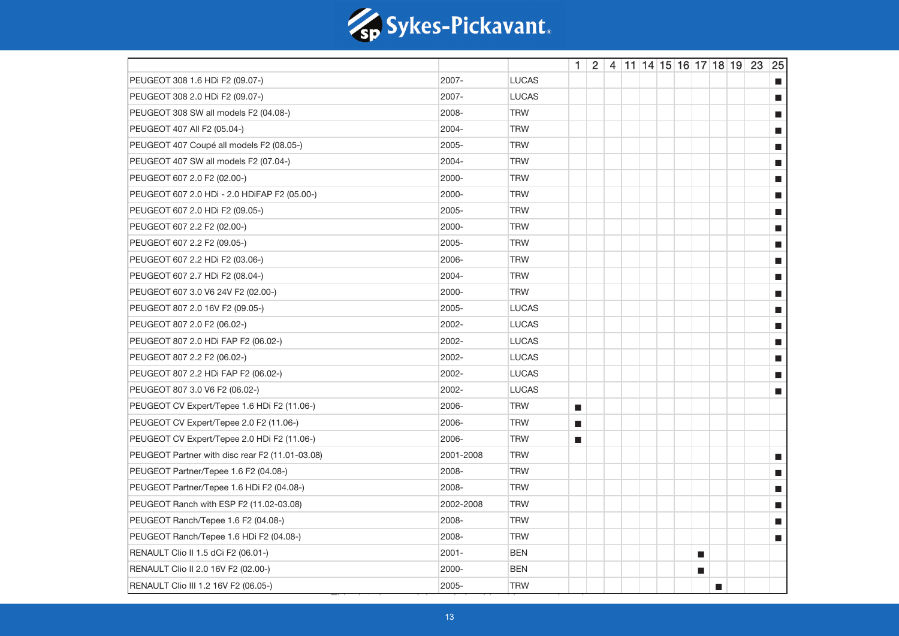| | | | 1 | 2 | 4 | 11 | 14 | 15 | 16 | 17 | 18 | 19 | 23 | 25 |
|---|---|---|---|---|---|---|---|---|---|---|---|---|---|---|
| PEUGEOT 308 1.6 HDi F2 (09.07-) | 2007- | LUCAS | | | | | | | | | | | | ■ |
| PEUGEOT 308 2.0 HDi F2 (09.07-) | 2007- | LUCAS | | | | | | | | | | | | ■ |
| PEUGEOT 308 SW all models F2 (04.08-) | 2008- | TRW | | | | | | | | | | | | ■ |
| PEUGEOT 407 All F2 (05.04-) | 2004- | TRW | | | | | | | | | | | | ■ |
| PEUGEOT 407 Coupé all models F2 (08.05-) | 2005- | TRW | | | | | | | | | | | | ■ |
| PEUGEOT 407 SW all models F2 (07.04-) | 2004- | TRW | | | | | | | | | | | | ■ |
| PEUGEOT 607 2.0 F2 (02.00-) | 2000- | TRW | | | | | | | | | | | | ■ |
| PEUGEOT 607 2.0 HDi - 2.0 HDiFAP F2 (05.00-) | 2000- | TRW | | | | | | | | | | | | ■ |
| PEUGEOT 607 2.0 HDi F2 (09.05-) | 2005- | TRW | | | | | | | | | | | | ■ |
| PEUGEOT 607 2.2 F2 (02.00-) | 2000- | TRW | | | | | | | | | | | | ■ |
| PEUGEOT 607 2.2 F2 (09.05-) | 2005- | TRW | | | | | | | | | | | | ■ |
| PEUGEOT 607 2.2 HDi F2 (03.06-) | 2006- | TRW | | | | | | | | | | | | ■ |
| PEUGEOT 607 2.7 HDi F2 (08.04-) | 2004- | TRW | | | | | | | | | | | | ■ |
| PEUGEOT 607 3.0 V6 24V F2 (02.00-) | 2000- | TRW | | | | | | | | | | | | ■ |
| PEUGEOT 807 2.0 16V F2 (09.05-) | 2005- | LUCAS | | | | | | | | | | | | ■ |
| PEUGEOT 807 2.0 F2 (06.02-) | 2002- | LUCAS | | | | | | | | | | | | ■ |
| PEUGEOT 807 2.0 HDi FAP F2 (06.02-) | 2002- | LUCAS | | | | | | | | | | | | ■ |
| PEUGEOT 807 2.2 F2 (06.02-) | 2002- | LUCAS | | | | | | | | | | | | ■ |
| PEUGEOT 807 2.2 HDi FAP F2 (06.02-) | 2002- | LUCAS | | | | | | | | | | | | ■ |
| PEUGEOT 807 3.0 V6 F2 (06.02-) | 2002- | LUCAS | | | | | | | | | | | | ■ |
| PEUGEOT CV Expert/Tepee 1.6 HDi F2 (11.06-) | 2006- | TRW | ■ | | | | | | | | | | | |
| PEUGEOT CV Expert/Tepee 2.0 F2 (11.06-) | 2006- | TRW | ■ | | | | | | | | | | | |
| PEUGEOT CV Expert/Tepee 2.0 HDi F2 (11.06-) | 2006- | TRW | ■ | | | | | | | | | | | |
| PEUGEOT Partner with disc rear F2 (11.01-03.08) | 2001-2008 | TRW | | | | | | | | | | | | ■ |
| PEUGEOT Partner/Tepee 1.6 F2 (04.08-) | 2008- | TRW | | | | | | | | | | | | ■ |
| PEUGEOT Partner/Tepee 1.6 HDi F2 (04.08-) | 2008- | TRW | | | | | | | | | | | | ■ |
| PEUGEOT Ranch with ESP F2 (11.02-03.08) | 2002-2008 | TRW | | | | | | | | | | | | ■ |
| PEUGEOT Ranch/Tepee 1.6 F2 (04.08-) | 2008- | TRW | | | | | | | | | | | | ■ |
| PEUGEOT Ranch/Tepee 1.6 HDi F2 (04.08-) | 2008- | TRW | | | | | | | | | | | | ■ |
| RENAULT Clio II 1.5 dCi F2 (06.01-) | 2001- | BEN | | | | | | | | ■ | | | | |
| RENAULT Clio II 2.0 16V F2 (02.00-) | 2000- | BEN | | | | | | | | ■ | | | | |
| RENAULT Clio III 1.2 16V F2 (06.05-) | 2005- | TRW | | | | | | | | | ■ | | | |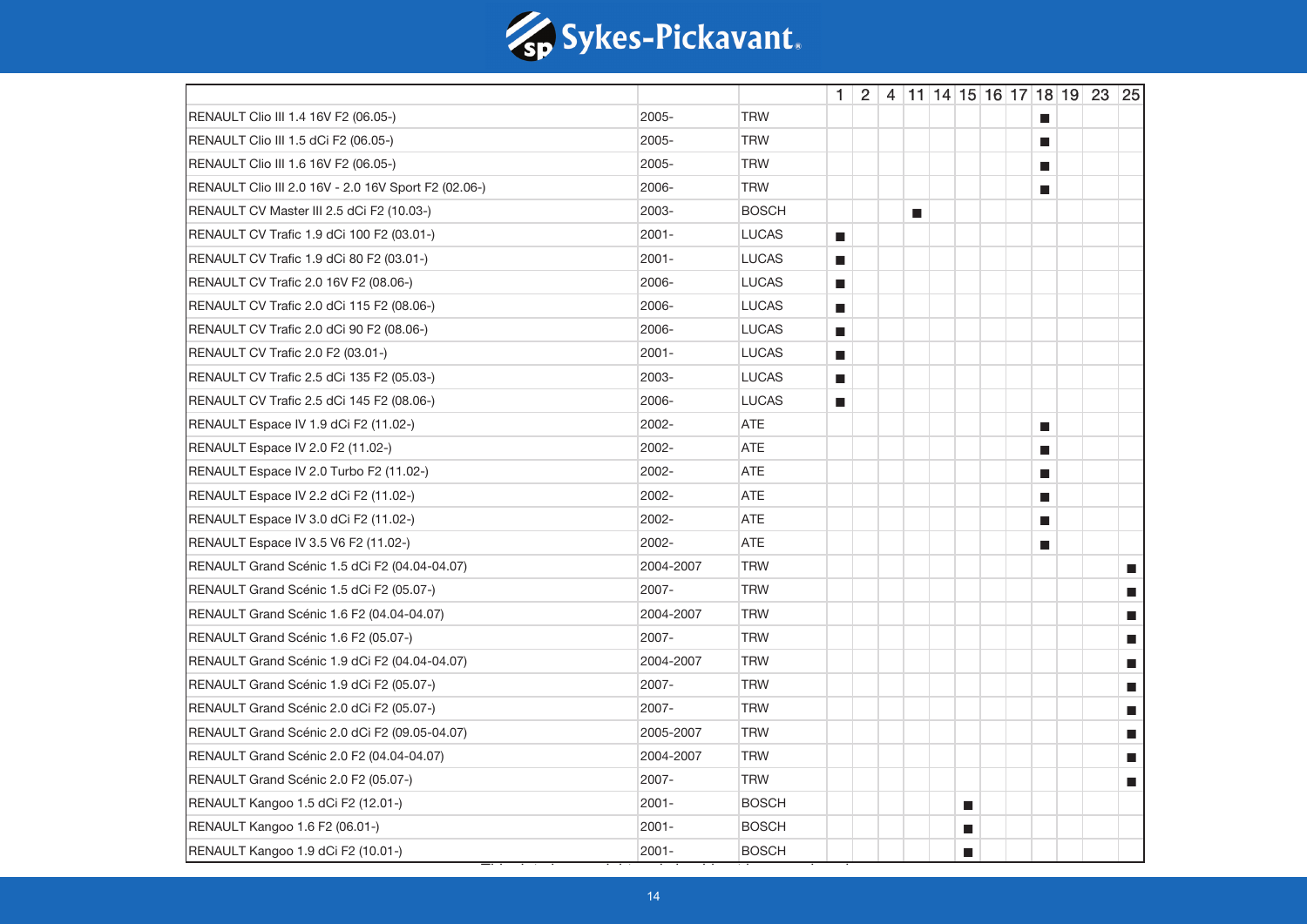| | | | 1 | 2 | 4 | 11 | 14 | 15 | 16 | 17 | 18 | 19 | 23 | 25 |
|---|---|---|---|---|---|---|---|---|---|---|---|---|---|---|
| RENAULT Clio III 1.4 16V F2 (06.05-) | 2005- | TRW | | | | | | | | | ■ | | | |
| RENAULT Clio III 1.5 dCi F2 (06.05-) | 2005- | TRW | | | | | | | | | ■ | | | |
| RENAULT Clio III 1.6 16V F2 (06.05-) | 2005- | TRW | | | | | | | | | ■ | | | |
| RENAULT Clio III 2.0 16V - 2.0 16V Sport F2 (02.06-) | 2006- | TRW | | | | | | | | | ■ | | | |
| RENAULT CV Master III 2.5 dCi F2 (10.03-) | 2003- | BOSCH | | | | ■ | | | | | | | | |
| RENAULT CV Trafic 1.9 dCi 100 F2 (03.01-) | 2001- | LUCAS | ■ | | | | | | | | | | | |
| RENAULT CV Trafic 1.9 dCi 80 F2 (03.01-) | 2001- | LUCAS | ■ | | | | | | | | | | | |
| RENAULT CV Trafic 2.0 16V F2 (08.06-) | 2006- | LUCAS | ■ | | | | | | | | | | | |
| RENAULT CV Trafic 2.0 dCi 115 F2 (08.06-) | 2006- | LUCAS | ■ | | | | | | | | | | | |
| RENAULT CV Trafic 2.0 dCi 90 F2 (08.06-) | 2006- | LUCAS | ■ | | | | | | | | | | | |
| RENAULT CV Trafic 2.0 F2 (03.01-) | 2001- | LUCAS | ■ | | | | | | | | | | | |
| RENAULT CV Trafic 2.5 dCi 135 F2 (05.03-) | 2003- | LUCAS | ■ | | | | | | | | | | | |
| RENAULT CV Trafic 2.5 dCi 145 F2 (08.06-) | 2006- | LUCAS | ■ | | | | | | | | | | | |
| RENAULT Espace IV 1.9 dCi F2 (11.02-) | 2002- | ATE | | | | | | | | | ■ | | | |
| RENAULT Espace IV 2.0 F2 (11.02-) | 2002- | ATE | | | | | | | | | ■ | | | |
| RENAULT Espace IV 2.0 Turbo F2 (11.02-) | 2002- | ATE | | | | | | | | | ■ | | | |
| RENAULT Espace IV 2.2 dCi F2 (11.02-) | 2002- | ATE | | | | | | | | | ■ | | | |
| RENAULT Espace IV 3.0 dCi F2 (11.02-) | 2002- | ATE | | | | | | | | | ■ | | | |
| RENAULT Espace IV 3.5 V6 F2 (11.02-) | 2002- | ATE | | | | | | | | | ■ | | | |
| RENAULT Grand Scénic 1.5 dCi F2 (04.04-04.07) | 2004-2007 | TRW | | | | | | | | | | | | ■ |
| RENAULT Grand Scénic 1.5 dCi F2 (05.07-) | 2007- | TRW | | | | | | | | | | | | ■ |
| RENAULT Grand Scénic 1.6 F2 (04.04-04.07) | 2004-2007 | TRW | | | | | | | | | | | | ■ |
| RENAULT Grand Scénic 1.6 F2 (05.07-) | 2007- | TRW | | | | | | | | | | | | ■ |
| RENAULT Grand Scénic 1.9 dCi F2 (04.04-04.07) | 2004-2007 | TRW | | | | | | | | | | | | ■ |
| RENAULT Grand Scénic 1.9 dCi F2 (05.07-) | 2007- | TRW | | | | | | | | | | | | ■ |
| RENAULT Grand Scénic 2.0 dCi F2 (05.07-) | 2007- | TRW | | | | | | | | | | | | ■ |
| RENAULT Grand Scénic 2.0 dCi F2 (09.05-04.07) | 2005-2007 | TRW | | | | | | | | | | | | ■ |
| RENAULT Grand Scénic 2.0 F2 (04.04-04.07) | 2004-2007 | TRW | | | | | | | | | | | | ■ |
| RENAULT Grand Scénic 2.0 F2 (05.07-) | 2007- | TRW | | | | | | | | | | | | ■ |
| RENAULT Kangoo 1.5 dCi F2 (12.01-) | 2001- | BOSCH | | | | | | ■ | | | | | | |
| RENAULT Kangoo 1.6 F2 (06.01-) | 2001- | BOSCH | | | | | | ■ | | | | | | |
| RENAULT Kangoo 1.9 dCi F2 (10.01-) | 2001- | BOSCH | | | | | | ■ | | | | | | |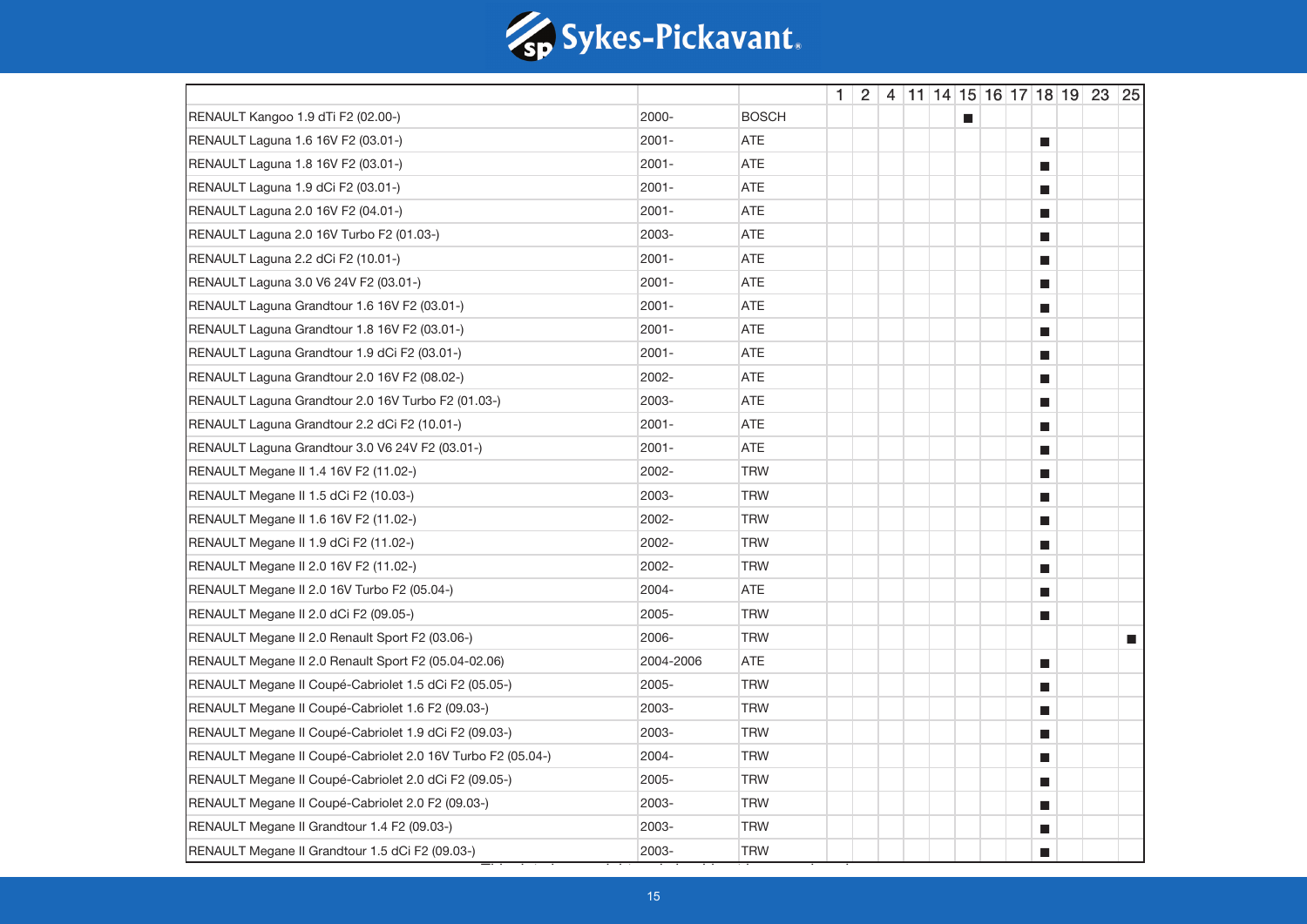| | | | 1 | 2 | 4 | 11 | 14 | 15 | 16 | 17 | 18 | 19 | 23 | 25 |
|---|---|---|---|---|---|---|---|---|---|---|---|---|---|---|
| RENAULT Kangoo 1.9 dTi F2 (02.00-) | 2000- | BOSCH | | | | | | ■ | | | | | | |
| RENAULT Laguna 1.6 16V F2 (03.01-) | 2001- | ATE | | | | | | | | | ■ | | | |
| RENAULT Laguna 1.8 16V F2 (03.01-) | 2001- | ATE | | | | | | | | | ■ | | | |
| RENAULT Laguna 1.9 dCi F2 (03.01-) | 2001- | ATE | | | | | | | | | ■ | | | |
| RENAULT Laguna 2.0 16V F2 (04.01-) | 2001- | ATE | | | | | | | | | ■ | | | |
| RENAULT Laguna 2.0 16V Turbo F2 (01.03-) | 2003- | ATE | | | | | | | | | ■ | | | |
| RENAULT Laguna 2.2 dCi F2 (10.01-) | 2001- | ATE | | | | | | | | | ■ | | | |
| RENAULT Laguna 3.0 V6 24V F2 (03.01-) | 2001- | ATE | | | | | | | | | ■ | | | |
| RENAULT Laguna Grandtour 1.6 16V F2 (03.01-) | 2001- | ATE | | | | | | | | | ■ | | | |
| RENAULT Laguna Grandtour 1.8 16V F2 (03.01-) | 2001- | ATE | | | | | | | | | ■ | | | |
| RENAULT Laguna Grandtour 1.9 dCi F2 (03.01-) | 2001- | ATE | | | | | | | | | ■ | | | |
| RENAULT Laguna Grandtour 2.0 16V F2 (08.02-) | 2002- | ATE | | | | | | | | | ■ | | | |
| RENAULT Laguna Grandtour 2.0 16V Turbo F2 (01.03-) | 2003- | ATE | | | | | | | | | ■ | | | |
| RENAULT Laguna Grandtour 2.2 dCi F2 (10.01-) | 2001- | ATE | | | | | | | | | ■ | | | |
| RENAULT Laguna Grandtour 3.0 V6 24V F2 (03.01-) | 2001- | ATE | | | | | | | | | ■ | | | |
| RENAULT Megane II 1.4 16V F2 (11.02-) | 2002- | TRW | | | | | | | | | ■ | | | |
| RENAULT Megane II 1.5 dCi F2 (10.03-) | 2003- | TRW | | | | | | | | | ■ | | | |
| RENAULT Megane II 1.6 16V F2 (11.02-) | 2002- | TRW | | | | | | | | | ■ | | | |
| RENAULT Megane II 1.9 dCi F2 (11.02-) | 2002- | TRW | | | | | | | | | ■ | | | |
| RENAULT Megane II 2.0 16V F2 (11.02-) | 2002- | TRW | | | | | | | | | ■ | | | |
| RENAULT Megane II 2.0 16V Turbo F2 (05.04-) | 2004- | ATE | | | | | | | | | ■ | | | |
| RENAULT Megane II 2.0 dCi F2 (09.05-) | 2005- | TRW | | | | | | | | | ■ | | | |
| RENAULT Megane II 2.0 Renault Sport F2 (03.06-) | 2006- | TRW | | | | | | | | | | | | ■ |
| RENAULT Megane II 2.0 Renault Sport F2 (05.04-02.06) | 2004-2006 | ATE | | | | | | | | | ■ | | | |
| RENAULT Megane II Coupé-Cabriolet 1.5 dCi F2 (05.05-) | 2005- | TRW | | | | | | | | | ■ | | | |
| RENAULT Megane II Coupé-Cabriolet 1.6 F2 (09.03-) | 2003- | TRW | | | | | | | | | ■ | | | |
| RENAULT Megane II Coupé-Cabriolet 1.9 dCi F2 (09.03-) | 2003- | TRW | | | | | | | | | ■ | | | |
| RENAULT Megane II Coupé-Cabriolet 2.0 16V Turbo F2 (05.04-) | 2004- | TRW | | | | | | | | | ■ | | | |
| RENAULT Megane II Coupé-Cabriolet 2.0 dCi F2 (09.05-) | 2005- | TRW | | | | | | | | | ■ | | | |
| RENAULT Megane II Coupé-Cabriolet 2.0 F2 (09.03-) | 2003- | TRW | | | | | | | | | ■ | | | |
| RENAULT Megane II Grandtour 1.4 F2 (09.03-) | 2003- | TRW | | | | | | | | | ■ | | | |
| RENAULT Megane II Grandtour 1.5 dCi F2 (09.03-) | 2003- | TRW | | | | | | | | | ■ | | | |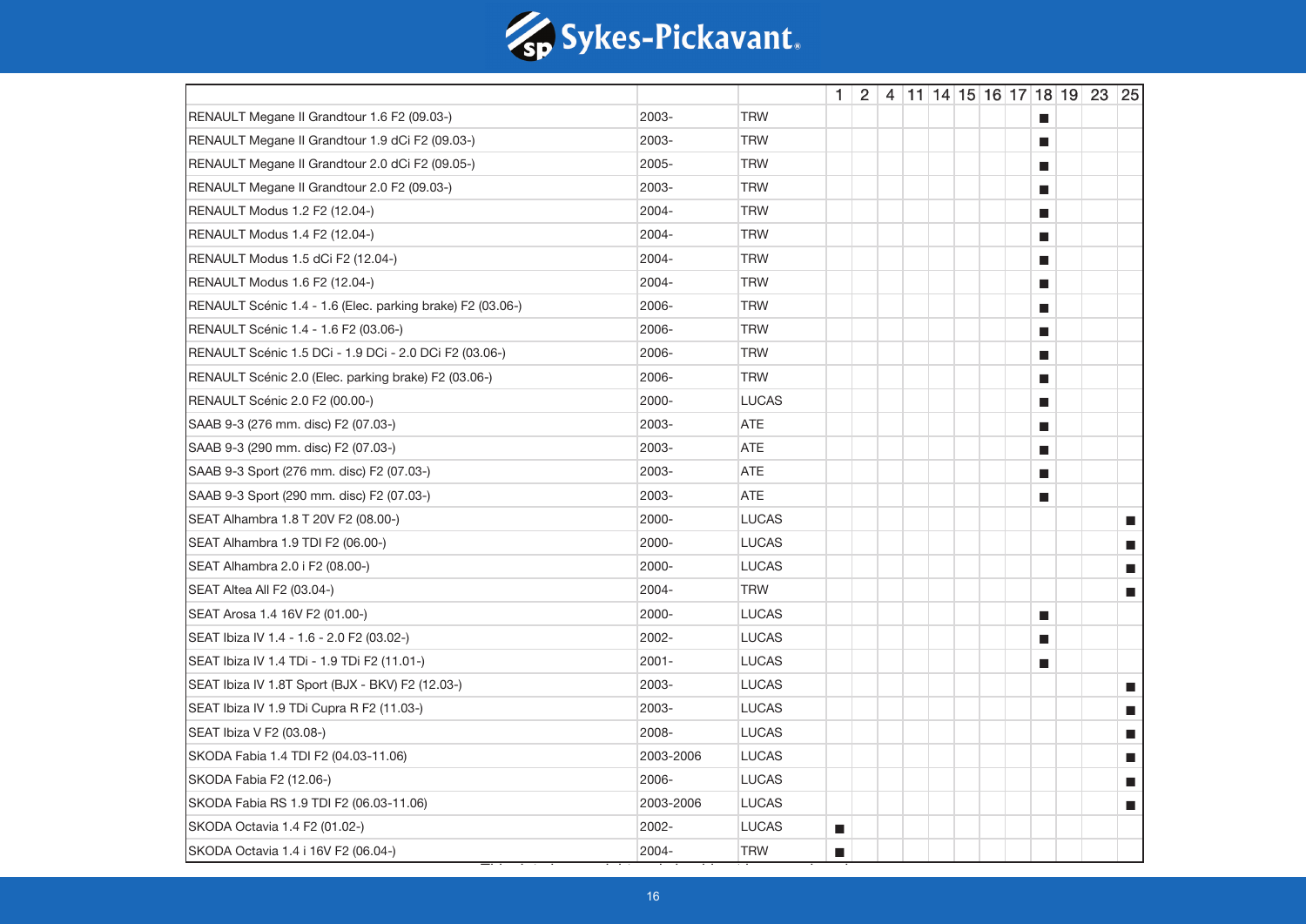| | | | 1 | 2 | 4 | 11 | 14 | 15 | 16 | 17 | 18 | 19 | 23 | 25 |
|---|---|---|---|---|---|---|---|---|---|---|---|---|---|---|
| RENAULT Megane II Grandtour 1.6 F2 (09.03-) | 2003- | TRW | | | | | | | | | ■ | | | |
| RENAULT Megane II Grandtour 1.9 dCi F2 (09.03-) | 2003- | TRW | | | | | | | | | ■ | | | |
| RENAULT Megane II Grandtour 2.0 dCi F2 (09.05-) | 2005- | TRW | | | | | | | | | ■ | | | |
| RENAULT Megane II Grandtour 2.0 F2 (09.03-) | 2003- | TRW | | | | | | | | | ■ | | | |
| RENAULT Modus 1.2 F2 (12.04-) | 2004- | TRW | | | | | | | | | ■ | | | |
| RENAULT Modus 1.4 F2 (12.04-) | 2004- | TRW | | | | | | | | | ■ | | | |
| RENAULT Modus 1.5 dCi F2 (12.04-) | 2004- | TRW | | | | | | | | | ■ | | | |
| RENAULT Modus 1.6 F2 (12.04-) | 2004- | TRW | | | | | | | | | ■ | | | |
| RENAULT Scénic 1.4 - 1.6 (Elec. parking brake) F2 (03.06-) | 2006- | TRW | | | | | | | | | ■ | | | |
| RENAULT Scénic 1.4 - 1.6 F2 (03.06-) | 2006- | TRW | | | | | | | | | ■ | | | |
| RENAULT Scénic 1.5 DCi - 1.9 DCi - 2.0 DCi F2 (03.06-) | 2006- | TRW | | | | | | | | | ■ | | | |
| RENAULT Scénic 2.0 (Elec. parking brake) F2 (03.06-) | 2006- | TRW | | | | | | | | | ■ | | | |
| RENAULT Scénic 2.0 F2 (00.00-) | 2000- | LUCAS | | | | | | | | | ■ | | | |
| SAAB 9-3 (276 mm. disc) F2 (07.03-) | 2003- | ATE | | | | | | | | | ■ | | | |
| SAAB 9-3 (290 mm. disc) F2 (07.03-) | 2003- | ATE | | | | | | | | | ■ | | | |
| SAAB 9-3 Sport (276 mm. disc) F2 (07.03-) | 2003- | ATE | | | | | | | | | ■ | | | |
| SAAB 9-3 Sport (290 mm. disc) F2 (07.03-) | 2003- | ATE | | | | | | | | | ■ | | | |
| SEAT Alhambra 1.8 T 20V F2 (08.00-) | 2000- | LUCAS | | | | | | | | | | | | ■ |
| SEAT Alhambra 1.9 TDI F2 (06.00-) | 2000- | LUCAS | | | | | | | | | | | | ■ |
| SEAT Alhambra 2.0 i F2 (08.00-) | 2000- | LUCAS | | | | | | | | | | | | ■ |
| SEAT Altea All F2 (03.04-) | 2004- | TRW | | | | | | | | | | | | ■ |
| SEAT Arosa 1.4 16V F2 (01.00-) | 2000- | LUCAS | | | | | | | | | ■ | | | |
| SEAT Ibiza IV 1.4 - 1.6 - 2.0 F2 (03.02-) | 2002- | LUCAS | | | | | | | | | ■ | | | |
| SEAT Ibiza IV 1.4 TDi - 1.9 TDi F2 (11.01-) | 2001- | LUCAS | | | | | | | | | ■ | | | |
| SEAT Ibiza IV 1.8T Sport (BJX - BKV) F2 (12.03-) | 2003- | LUCAS | | | | | | | | | | | | ■ |
| SEAT Ibiza IV 1.9 TDi Cupra R F2 (11.03-) | 2003- | LUCAS | | | | | | | | | | | | ■ |
| SEAT Ibiza V F2 (03.08-) | 2008- | LUCAS | | | | | | | | | | | | ■ |
| SKODA Fabia 1.4 TDI F2 (04.03-11.06) | 2003-2006 | LUCAS | | | | | | | | | | | | ■ |
| SKODA Fabia F2 (12.06-) | 2006- | LUCAS | | | | | | | | | | | | ■ |
| SKODA Fabia RS 1.9 TDI F2 (06.03-11.06) | 2003-2006 | LUCAS | | | | | | | | | | | | ■ |
| SKODA Octavia 1.4 F2 (01.02-) | 2002- | LUCAS | ■ | | | | | | | | | | | |
| SKODA Octavia 1.4 i 16V F2 (06.04-) | 2004- | TRW | ■ | | | | | | | | | | | |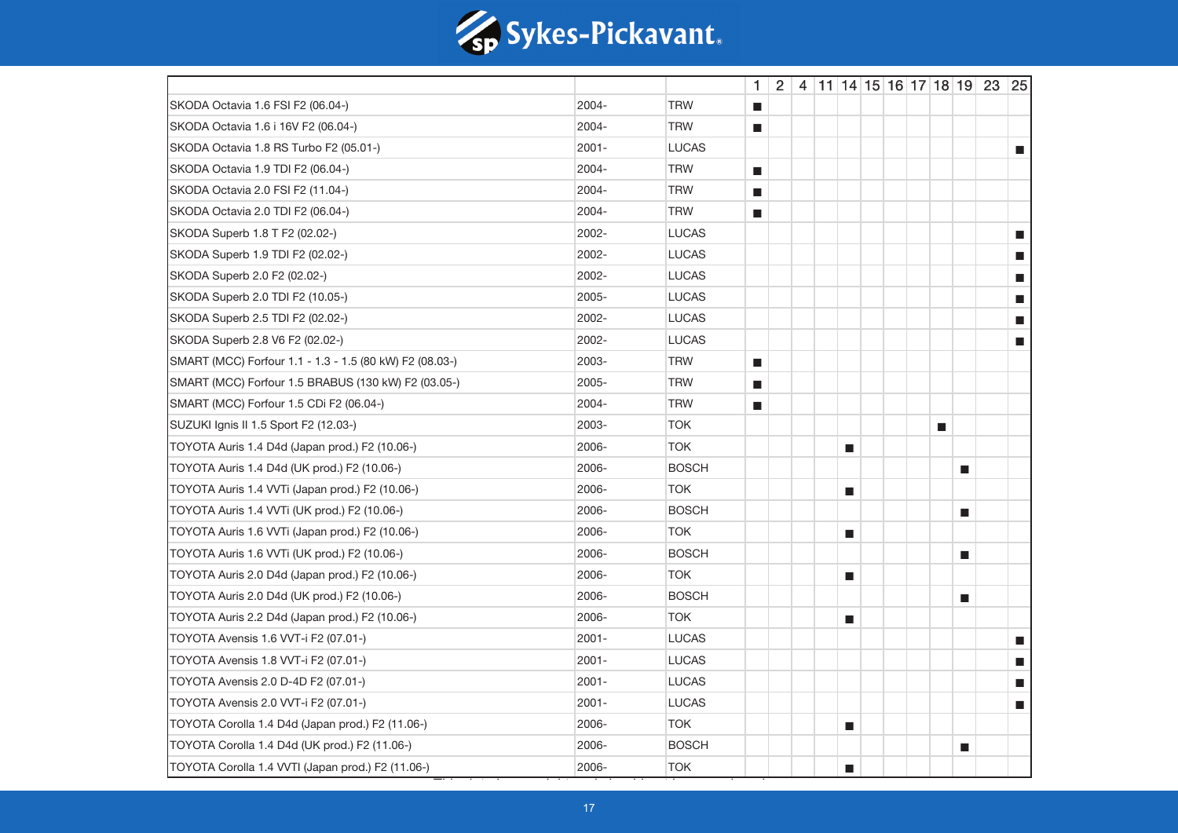| | | | 1 | 2 | 4 | 11 | 14 | 15 | 16 | 17 | 18 | 19 | 23 | 25 |
|---|---|---|---|---|---|---|---|---|---|---|---|---|---|---|
| SKODA Octavia 1.6 FSI F2 (06.04-) | 2004- | TRW | ■ | | | | | | | | | | | |
| SKODA Octavia 1.6 i 16V F2 (06.04-) | 2004- | TRW | ■ | | | | | | | | | | | |
| SKODA Octavia 1.8 RS Turbo F2 (05.01-) | 2001- | LUCAS | | | | | | | | | | | | ■ |
| SKODA Octavia 1.9 TDI F2 (06.04-) | 2004- | TRW | ■ | | | | | | | | | | | |
| SKODA Octavia 2.0 FSI F2 (11.04-) | 2004- | TRW | ■ | | | | | | | | | | | |
| SKODA Octavia 2.0 TDI F2 (06.04-) | 2004- | TRW | ■ | | | | | | | | | | | |
| SKODA Superb 1.8 T F2 (02.02-) | 2002- | LUCAS | | | | | | | | | | | | ■ |
| SKODA Superb 1.9 TDI F2 (02.02-) | 2002- | LUCAS | | | | | | | | | | | | ■ |
| SKODA Superb 2.0 F2 (02.02-) | 2002- | LUCAS | | | | | | | | | | | | ■ |
| SKODA Superb 2.0 TDI F2 (10.05-) | 2005- | LUCAS | | | | | | | | | | | | ■ |
| SKODA Superb 2.5 TDI F2 (02.02-) | 2002- | LUCAS | | | | | | | | | | | | ■ |
| SKODA Superb 2.8 V6 F2 (02.02-) | 2002- | LUCAS | | | | | | | | | | | | ■ |
| SMART (MCC) Forfour 1.1 - 1.3 - 1.5 (80 kW) F2 (08.03-) | 2003- | TRW | ■ | | | | | | | | | | | |
| SMART (MCC) Forfour 1.5 BRABUS (130 kW) F2 (03.05-) | 2005- | TRW | ■ | | | | | | | | | | | |
| SMART (MCC) Forfour 1.5 CDi F2 (06.04-) | 2004- | TRW | ■ | | | | | | | | | | | |
| SUZUKI Ignis II 1.5 Sport F2 (12.03-) | 2003- | TOK | | | | | | | | | ■ | | | |
| TOYOTA Auris 1.4 D4d (Japan prod.) F2 (10.06-) | 2006- | TOK | | | | | ■ | | | | | | | |
| TOYOTA Auris 1.4 D4d (UK prod.) F2 (10.06-) | 2006- | BOSCH | | | | | | | | | | ■ | | |
| TOYOTA Auris 1.4 VVTi (Japan prod.) F2 (10.06-) | 2006- | TOK | | | | | ■ | | | | | | | |
| TOYOTA Auris 1.4 VVTi (UK prod.) F2 (10.06-) | 2006- | BOSCH | | | | | | | | | | ■ | | |
| TOYOTA Auris 1.6 VVTi (Japan prod.) F2 (10.06-) | 2006- | TOK | | | | | ■ | | | | | | | |
| TOYOTA Auris 1.6 VVTi (UK prod.) F2 (10.06-) | 2006- | BOSCH | | | | | | | | | | ■ | | |
| TOYOTA Auris 2.0 D4d (Japan prod.) F2 (10.06-) | 2006- | TOK | | | | | ■ | | | | | | | |
| TOYOTA Auris 2.0 D4d (UK prod.) F2 (10.06-) | 2006- | BOSCH | | | | | | | | | | ■ | | |
| TOYOTA Auris 2.2 D4d (Japan prod.) F2 (10.06-) | 2006- | TOK | | | | | ■ | | | | | | | |
| TOYOTA Avensis 1.6 VVT-i F2 (07.01-) | 2001- | LUCAS | | | | | | | | | | | | ■ |
| TOYOTA Avensis 1.8 VVT-i F2 (07.01-) | 2001- | LUCAS | | | | | | | | | | | | ■ |
| TOYOTA Avensis 2.0 D-4D F2 (07.01-) | 2001- | LUCAS | | | | | | | | | | | | ■ |
| TOYOTA Avensis 2.0 VVT-i F2 (07.01-) | 2001- | LUCAS | | | | | | | | | | | | ■ |
| TOYOTA Corolla 1.4 D4d (Japan prod.) F2 (11.06-) | 2006- | TOK | | | | | ■ | | | | | | | |
| TOYOTA Corolla 1.4 D4d (UK prod.) F2 (11.06-) | 2006- | BOSCH | | | | | | | | | | ■ | | |
| TOYOTA Corolla 1.4 VVTI (Japan prod.) F2 (11.06-) | 2006- | TOK | | | | | ■ | | | | | | | |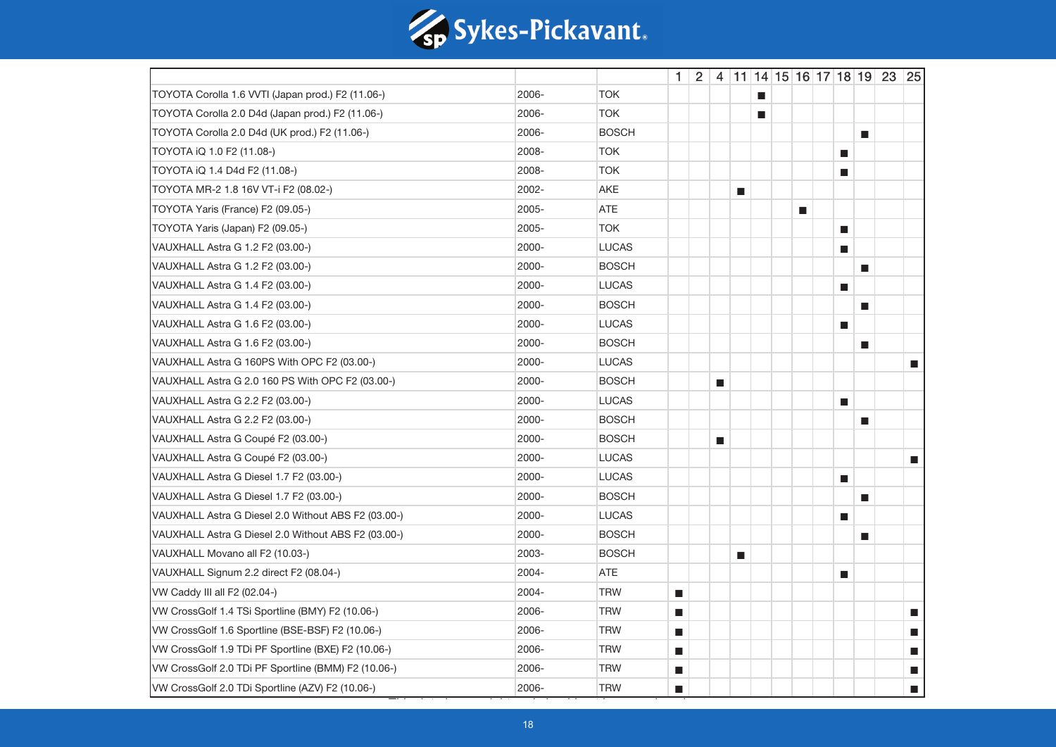| | | | 1 | 2 | 4 | 11 | 14 | 15 | 16 | 17 | 18 | 19 | 23 | 25 |
|---|---|---|---|---|---|---|---|---|---|---|---|---|---|---|
| TOYOTA Corolla 1.6 VVTI (Japan prod.) F2 (11.06-) | 2006- | TOK | | | | | ■ | | | | | | | |
| TOYOTA Corolla 2.0 D4d (Japan prod.) F2 (11.06-) | 2006- | TOK | | | | | ■ | | | | | | | |
| TOYOTA Corolla 2.0 D4d (UK prod.) F2 (11.06-) | 2006- | BOSCH | | | | | | | | | | ■ | | |
| TOYOTA iQ 1.0 F2 (11.08-) | 2008- | TOK | | | | | | | | | ■ | | | |
| TOYOTA iQ 1.4 D4d F2 (11.08-) | 2008- | TOK | | | | | | | | | ■ | | | |
| TOYOTA MR-2 1.8 16V VT-i F2 (08.02-) | 2002- | AKE | | | | ■ | | | | | | | | |
| TOYOTA Yaris (France) F2 (09.05-) | 2005- | ATE | | | | | | | ■ | | | | | |
| TOYOTA Yaris (Japan) F2 (09.05-) | 2005- | TOK | | | | | | | | | ■ | | | |
| VAUXHALL Astra G 1.2 F2 (03.00-) | 2000- | LUCAS | | | | | | | | | ■ | | | |
| VAUXHALL Astra G 1.2 F2 (03.00-) | 2000- | BOSCH | | | | | | | | | | ■ | | |
| VAUXHALL Astra G 1.4 F2 (03.00-) | 2000- | LUCAS | | | | | | | | | ■ | | | |
| VAUXHALL Astra G 1.4 F2 (03.00-) | 2000- | BOSCH | | | | | | | | | | ■ | | |
| VAUXHALL Astra G 1.6 F2 (03.00-) | 2000- | LUCAS | | | | | | | | | ■ | | | |
| VAUXHALL Astra G 1.6 F2 (03.00-) | 2000- | BOSCH | | | | | | | | | | ■ | | |
| VAUXHALL Astra G 160PS With OPC F2 (03.00-) | 2000- | LUCAS | | | | | | | | | | | | ■ |
| VAUXHALL Astra G 2.0 160 PS With OPC F2 (03.00-) | 2000- | BOSCH | | | ■ | | | | | | | | | |
| VAUXHALL Astra G 2.2 F2 (03.00-) | 2000- | LUCAS | | | | | | | | | ■ | | | |
| VAUXHALL Astra G 2.2 F2 (03.00-) | 2000- | BOSCH | | | | | | | | | | ■ | | |
| VAUXHALL Astra G Coupé F2 (03.00-) | 2000- | BOSCH | | | ■ | | | | | | | | | |
| VAUXHALL Astra G Coupé F2 (03.00-) | 2000- | LUCAS | | | | | | | | | | | | ■ |
| VAUXHALL Astra G Diesel 1.7 F2 (03.00-) | 2000- | LUCAS | | | | | | | | | ■ | | | |
| VAUXHALL Astra G Diesel 1.7 F2 (03.00-) | 2000- | BOSCH | | | | | | | | | | ■ | | |
| VAUXHALL Astra G Diesel 2.0 Without ABS F2 (03.00-) | 2000- | LUCAS | | | | | | | | | ■ | | | |
| VAUXHALL Astra G Diesel 2.0 Without ABS F2 (03.00-) | 2000- | BOSCH | | | | | | | | | | ■ | | |
| VAUXHALL Movano all F2 (10.03-) | 2003- | BOSCH | | | | ■ | | | | | | | | |
| VAUXHALL Signum 2.2 direct F2 (08.04-) | 2004- | ATE | | | | | | | | | ■ | | | |
| VW Caddy III all F2 (02.04-) | 2004- | TRW | ■ | | | | | | | | | | | |
| VW CrossGolf 1.4 TSi Sportline (BMY) F2 (10.06-) | 2006- | TRW | ■ | | | | | | | | | | | ■ |
| VW CrossGolf 1.6 Sportline (BSE-BSF) F2 (10.06-) | 2006- | TRW | ■ | | | | | | | | | | | ■ |
| VW CrossGolf 1.9 TDi PF Sportline (BXE) F2 (10.06-) | 2006- | TRW | ■ | | | | | | | | | | | ■ |
| VW CrossGolf 2.0 TDi PF Sportline (BMM) F2 (10.06-) | 2006- | TRW | ■ | | | | | | | | | | | ■ |
| VW CrossGolf 2.0 TDi Sportline (AZV) F2 (10.06-) | 2006- | TRW | ■ | | | | | | | | | | | ■ |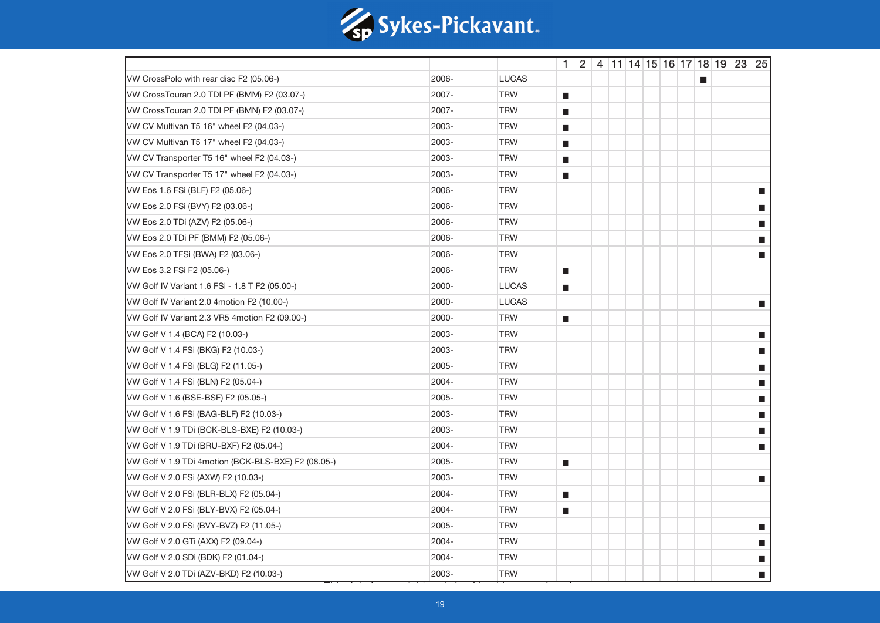| | | | 1 | 2 | 4 | 11 | 14 | 15 | 16 | 17 | 18 | 19 | 23 | 25 |
|---|---|---|---|---|---|---|---|---|---|---|---|---|---|---|
| VW CrossPolo with rear disc F2 (05.06-) | 2006- | LUCAS | | | | | | | | | ■ | | | |
| VW CrossTouran 2.0 TDI PF (BMM) F2 (03.07-) | 2007- | TRW | ■ | | | | | | | | | | | |
| VW CrossTouran 2.0 TDI PF (BMN) F2 (03.07-) | 2007- | TRW | ■ | | | | | | | | | | | |
| VW CV Multivan T5 16" wheel F2 (04.03-) | 2003- | TRW | ■ | | | | | | | | | | | |
| VW CV Multivan T5 17" wheel F2 (04.03-) | 2003- | TRW | ■ | | | | | | | | | | | |
| VW CV Transporter T5 16" wheel F2 (04.03-) | 2003- | TRW | ■ | | | | | | | | | | | |
| VW CV Transporter T5 17" wheel F2 (04.03-) | 2003- | TRW | ■ | | | | | | | | | | | |
| VW Eos 1.6 FSi (BLF) F2 (05.06-) | 2006- | TRW | | | | | | | | | | | | ■ |
| VW Eos 2.0 FSi (BVY) F2 (03.06-) | 2006- | TRW | | | | | | | | | | | | ■ |
| VW Eos 2.0 TDi (AZV) F2 (05.06-) | 2006- | TRW | | | | | | | | | | | | ■ |
| VW Eos 2.0 TDi PF (BMM) F2 (05.06-) | 2006- | TRW | | | | | | | | | | | | ■ |
| VW Eos 2.0 TFSi (BWA) F2 (03.06-) | 2006- | TRW | | | | | | | | | | | | ■ |
| VW Eos 3.2 FSi F2 (05.06-) | 2006- | TRW | ■ | | | | | | | | | | | |
| VW Golf IV Variant 1.6 FSi - 1.8 T F2 (05.00-) | 2000- | LUCAS | ■ | | | | | | | | | | | |
| VW Golf IV Variant 2.0 4motion F2 (10.00-) | 2000- | LUCAS | | | | | | | | | | | | ■ |
| VW Golf IV Variant 2.3 VR5 4motion F2 (09.00-) | 2000- | TRW | ■ | | | | | | | | | | | |
| VW Golf V 1.4 (BCA) F2 (10.03-) | 2003- | TRW | | | | | | | | | | | | ■ |
| VW Golf V 1.4 FSi (BKG) F2 (10.03-) | 2003- | TRW | | | | | | | | | | | | ■ |
| VW Golf V 1.4 FSi (BLG) F2 (11.05-) | 2005- | TRW | | | | | | | | | | | | ■ |
| VW Golf V 1.4 FSi (BLN) F2 (05.04-) | 2004- | TRW | | | | | | | | | | | | ■ |
| VW Golf V 1.6 (BSE-BSF) F2 (05.05-) | 2005- | TRW | | | | | | | | | | | | ■ |
| VW Golf V 1.6 FSi (BAG-BLF) F2 (10.03-) | 2003- | TRW | | | | | | | | | | | | ■ |
| VW Golf V 1.9 TDi (BCK-BLS-BXE) F2 (10.03-) | 2003- | TRW | | | | | | | | | | | | ■ |
| VW Golf V 1.9 TDi (BRU-BXF) F2 (05.04-) | 2004- | TRW | | | | | | | | | | | | ■ |
| VW Golf V 1.9 TDi 4motion (BCK-BLS-BXE) F2 (08.05-) | 2005- | TRW | ■ | | | | | | | | | | | |
| VW Golf V 2.0 FSi (AXW) F2 (10.03-) | 2003- | TRW | | | | | | | | | | | | ■ |
| VW Golf V 2.0 FSi (BLR-BLX) F2 (05.04-) | 2004- | TRW | ■ | | | | | | | | | | | |
| VW Golf V 2.0 FSi (BLY-BVX) F2 (05.04-) | 2004- | TRW | ■ | | | | | | | | | | | |
| VW Golf V 2.0 FSi (BVY-BVZ) F2 (11.05-) | 2005- | TRW | | | | | | | | | | | | ■ |
| VW Golf V 2.0 GTi (AXX) F2 (09.04-) | 2004- | TRW | | | | | | | | | | | | ■ |
| VW Golf V 2.0 SDi (BDK) F2 (01.04-) | 2004- | TRW | | | | | | | | | | | | ■ |
| VW Golf V 2.0 TDi (AZV-BKD) F2 (10.03-) | 2003- | TRW | | | | | | | | | | | | ■ |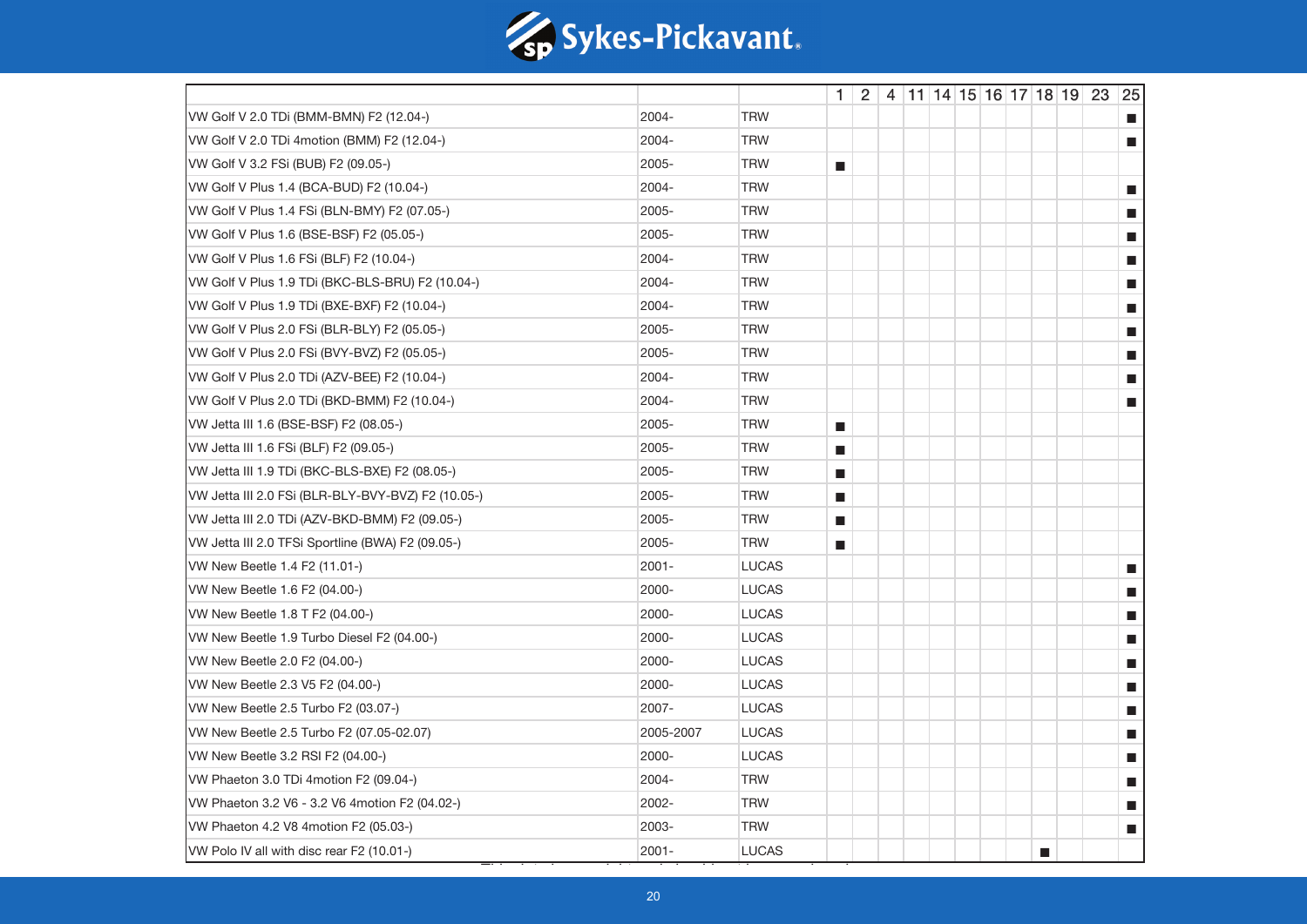| | | | 1 | 2 | 4 | 11 | 14 | 15 | 16 | 17 | 18 | 19 | 23 | 25 |
|---|---|---|---|---|---|---|---|---|---|---|---|---|---|---|
| VW Golf V 2.0 TDi (BMM-BMN) F2 (12.04-) | 2004- | TRW | | | | | | | | | | | | ■ |
| VW Golf V 2.0 TDi 4motion (BMM) F2 (12.04-) | 2004- | TRW | | | | | | | | | | | | ■ |
| VW Golf V 3.2 FSi (BUB) F2 (09.05-) | 2005- | TRW | ■ | | | | | | | | | | | |
| VW Golf V Plus 1.4 (BCA-BUD) F2 (10.04-) | 2004- | TRW | | | | | | | | | | | | ■ |
| VW Golf V Plus 1.4 FSi (BLN-BMY) F2 (07.05-) | 2005- | TRW | | | | | | | | | | | | ■ |
| VW Golf V Plus 1.6 (BSE-BSF) F2 (05.05-) | 2005- | TRW | | | | | | | | | | | | ■ |
| VW Golf V Plus 1.6 FSi (BLF) F2 (10.04-) | 2004- | TRW | | | | | | | | | | | | ■ |
| VW Golf V Plus 1.9 TDi (BKC-BLS-BRU) F2 (10.04-) | 2004- | TRW | | | | | | | | | | | | ■ |
| VW Golf V Plus 1.9 TDi (BXE-BXF) F2 (10.04-) | 2004- | TRW | | | | | | | | | | | | ■ |
| VW Golf V Plus 2.0 FSi (BLR-BLY) F2 (05.05-) | 2005- | TRW | | | | | | | | | | | | ■ |
| VW Golf V Plus 2.0 FSi (BVY-BVZ) F2 (05.05-) | 2005- | TRW | | | | | | | | | | | | ■ |
| VW Golf V Plus 2.0 TDi (AZV-BEE) F2 (10.04-) | 2004- | TRW | | | | | | | | | | | | ■ |
| VW Golf V Plus 2.0 TDi (BKD-BMM) F2 (10.04-) | 2004- | TRW | | | | | | | | | | | | ■ |
| VW Jetta III 1.6 (BSE-BSF) F2 (08.05-) | 2005- | TRW | ■ | | | | | | | | | | | |
| VW Jetta III 1.6 FSi (BLF) F2 (09.05-) | 2005- | TRW | ■ | | | | | | | | | | | |
| VW Jetta III 1.9 TDi (BKC-BLS-BXE) F2 (08.05-) | 2005- | TRW | ■ | | | | | | | | | | | |
| VW Jetta III 2.0 FSi (BLR-BLY-BVY-BVZ) F2 (10.05-) | 2005- | TRW | ■ | | | | | | | | | | | |
| VW Jetta III 2.0 TDi (AZV-BKD-BMM) F2 (09.05-) | 2005- | TRW | ■ | | | | | | | | | | | |
| VW Jetta III 2.0 TFSi Sportline (BWA) F2 (09.05-) | 2005- | TRW | ■ | | | | | | | | | | | |
| VW New Beetle 1.4 F2 (11.01-) | 2001- | LUCAS | | | | | | | | | | | | ■ |
| VW New Beetle 1.6 F2 (04.00-) | 2000- | LUCAS | | | | | | | | | | | | ■ |
| VW New Beetle 1.8 T F2 (04.00-) | 2000- | LUCAS | | | | | | | | | | | | ■ |
| VW New Beetle 1.9 Turbo Diesel F2 (04.00-) | 2000- | LUCAS | | | | | | | | | | | | ■ |
| VW New Beetle 2.0 F2 (04.00-) | 2000- | LUCAS | | | | | | | | | | | | ■ |
| VW New Beetle 2.3 V5 F2 (04.00-) | 2000- | LUCAS | | | | | | | | | | | | ■ |
| VW New Beetle 2.5 Turbo F2 (03.07-) | 2007- | LUCAS | | | | | | | | | | | | ■ |
| VW New Beetle 2.5 Turbo F2 (07.05-02.07) | 2005-2007 | LUCAS | | | | | | | | | | | | ■ |
| VW New Beetle 3.2 RSI F2 (04.00-) | 2000- | LUCAS | | | | | | | | | | | | ■ |
| VW Phaeton 3.0 TDi 4motion F2 (09.04-) | 2004- | TRW | | | | | | | | | | | | ■ |
| VW Phaeton 3.2 V6 - 3.2 V6 4motion F2 (04.02-) | 2002- | TRW | | | | | | | | | | | | ■ |
| VW Phaeton 4.2 V8 4motion F2 (05.03-) | 2003- | TRW | | | | | | | | | | | | ■ |
| VW Polo IV all with disc rear F2 (10.01-) | 2001- | LUCAS | | | | | | | | ■ | | | | |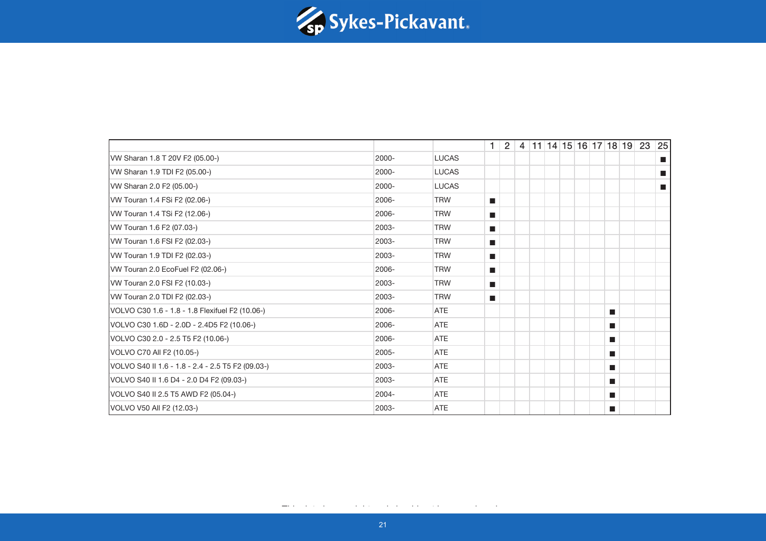| | | | 1 | 2 | 4 | 11 | 14 | 15 | 16 | 17 | 18 | 19 | 23 | 25 |
|---|---|---|---|---|---|---|---|---|---|---|---|---|---|---|
| VW Sharan 1.8 T 20V F2 (05.00-) | 2000- | LUCAS | | | | | | | | | | | | ■ |
| VW Sharan 1.9 TDI F2 (05.00-) | 2000- | LUCAS | | | | | | | | | | | | ■ |
| VW Sharan 2.0 F2 (05.00-) | 2000- | LUCAS | | | | | | | | | | | | ■ |
| VW Touran 1.4 FSi F2 (02.06-) | 2006- | TRW | ■ | | | | | | | | | | | |
| VW Touran 1.4 TSi F2 (12.06-) | 2006- | TRW | ■ | | | | | | | | | | | |
| VW Touran 1.6 F2 (07.03-) | 2003- | TRW | ■ | | | | | | | | | | | |
| VW Touran 1.6 FSI F2 (02.03-) | 2003- | TRW | ■ | | | | | | | | | | | |
| VW Touran 1.9 TDI F2 (02.03-) | 2003- | TRW | ■ | | | | | | | | | | | |
| VW Touran 2.0 EcoFuel F2 (02.06-) | 2006- | TRW | ■ | | | | | | | | | | | |
| VW Touran 2.0 FSI F2 (10.03-) | 2003- | TRW | ■ | | | | | | | | | | | |
| VW Touran 2.0 TDI F2 (02.03-) | 2003- | TRW | ■ | | | | | | | | | | | |
| VOLVO C30 1.6 - 1.8 - 1.8 Flexifuel F2 (10.06-) | 2006- | ATE | | | | | | | | | ■ | | | |
| VOLVO C30 1.6D - 2.0D - 2.4D5 F2 (10.06-) | 2006- | ATE | | | | | | | | | ■ | | | |
| VOLVO C30 2.0 - 2.5 T5 F2 (10.06-) | 2006- | ATE | | | | | | | | | ■ | | | |
| VOLVO C70 All F2 (10.05-) | 2005- | ATE | | | | | | | | | ■ | | | |
| VOLVO S40 II 1.6 - 1.8 - 2.4 - 2.5 T5 F2 (09.03-) | 2003- | ATE | | | | | | | | | ■ | | | |
| VOLVO S40 II 1.6 D4 - 2.0 D4 F2 (09.03-) | 2003- | ATE | | | | | | | | | ■ | | | |
| VOLVO S40 II 2.5 T5 AWD F2 (05.04-) | 2004- | ATE | | | | | | | | | ■ | | | |
| VOLVO V50 All F2 (12.03-) | 2003- | ATE | | | | | | | | | ■ | | | |